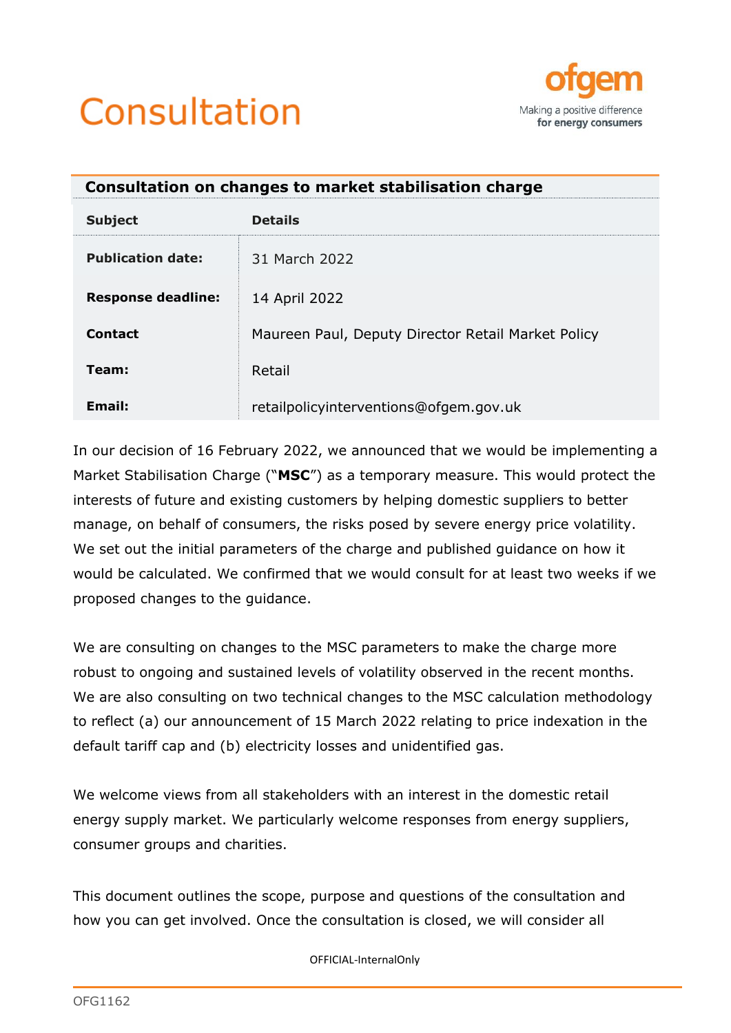# Consultation

## Consultation on changes to market stabilisation charge

| Subject | Details |
| --- | --- |
| **Publication date:** | 31 March 2022 |
| **Response deadline:** | 14 April 2022 |
| **Contact** | Maureen Paul, Deputy Director Retail Market Policy |
| **Team:** | Retail |
| **Email:** | retailpolicyinterventions@ofgem.gov.uk |

In our decision of 16 February 2022, we announced that we would be implementing a Market Stabilisation Charge ("**MSC**") as a temporary measure. This would protect the interests of future and existing customers by helping domestic suppliers to better manage, on behalf of consumers, the risks posed by severe energy price volatility. We set out the initial parameters of the charge and published guidance on how it would be calculated. We confirmed that we would consult for at least two weeks if we proposed changes to the guidance.

We are consulting on changes to the MSC parameters to make the charge more robust to ongoing and sustained levels of volatility observed in the recent months. We are also consulting on two technical changes to the MSC calculation methodology to reflect (a) our announcement of 15 March 2022 relating to price indexation in the default tariff cap and (b) electricity losses and unidentified gas.

We welcome views from all stakeholders with an interest in the domestic retail energy supply market. We particularly welcome responses from energy suppliers, consumer groups and charities.

This document outlines the scope, purpose and questions of the consultation and how you can get involved. Once the consultation is closed, we will consider all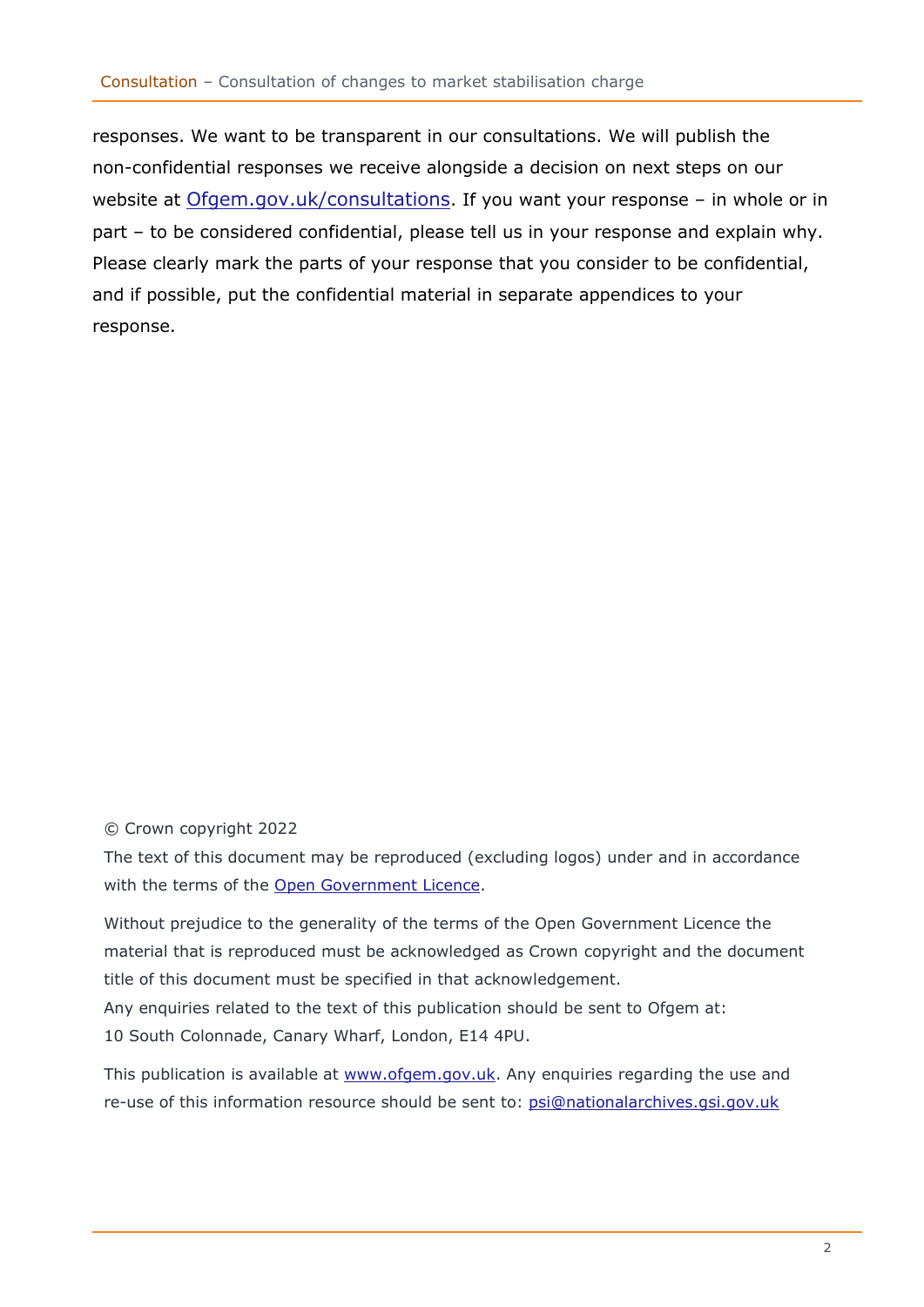responses. We want to be transparent in our consultations. We will publish the non-confidential responses we receive alongside a decision on next steps on our website at [Ofgem.gov.uk/consultations](Ofgem.gov.uk/consultations). If you want your response – in whole or in part – to be considered confidential, please tell us in your response and explain why. Please clearly mark the parts of your response that you consider to be confidential, and if possible, put the confidential material in separate appendices to your response.

© Crown copyright 2022

The text of this document may be reproduced (excluding logos) under and in accordance with the terms of the Open Government Licence.

Without prejudice to the generality of the terms of the Open Government Licence the material that is reproduced must be acknowledged as Crown copyright and the document title of this document must be specified in that acknowledgement.

Any enquiries related to the text of this publication should be sent to Ofgem at: 10 South Colonnade, Canary Wharf, London, E14 4PU.

This publication is available at www.ofgem.gov.uk. Any enquiries regarding the use and re-use of this information resource should be sent to: psi@nationalarchives.gsi.gov.uk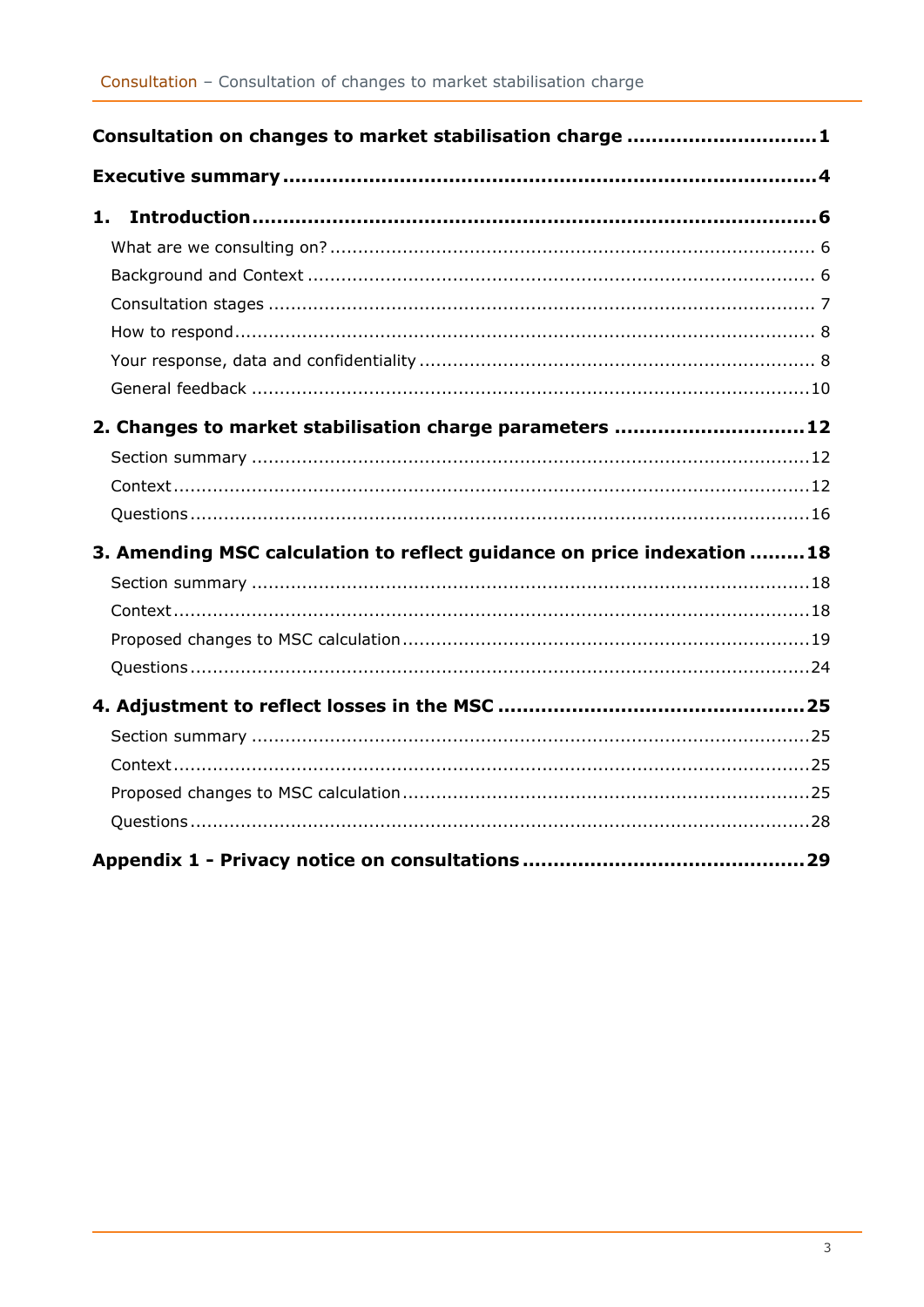Consultation on changes to market stabilisation charge ........................... 1

Executive summary ........................................................................... 4

1. Introduction ................................................................................. 6

- What are we consulting on? ............................................................ 6
- Background and Context ................................................................ 6
- Consultation stages ...................................................................... 7
- How to respond ........................................................................... 8
- Your response, data and confidentiality ............................................. 8
- General feedback ......................................................................... 10

2. Changes to market stabilisation charge parameters ........................... 12

- Section summary ......................................................................... 12
- Context ..................................................................................... 12
- Questions ................................................................................... 16

3. Amending MSC calculation to reflect guidance on price indexation ......... 18

- Section summary ......................................................................... 18
- Context ..................................................................................... 18
- Proposed changes to MSC calculation ............................................... 19
- Questions ................................................................................... 24

4. Adjustment to reflect losses in the MSC ............................................ 25

- Section summary ......................................................................... 25
- Context ..................................................................................... 25
- Proposed changes to MSC calculation ............................................... 25
- Questions ................................................................................... 28

Appendix 1 - Privacy notice on consultations ........................................... 29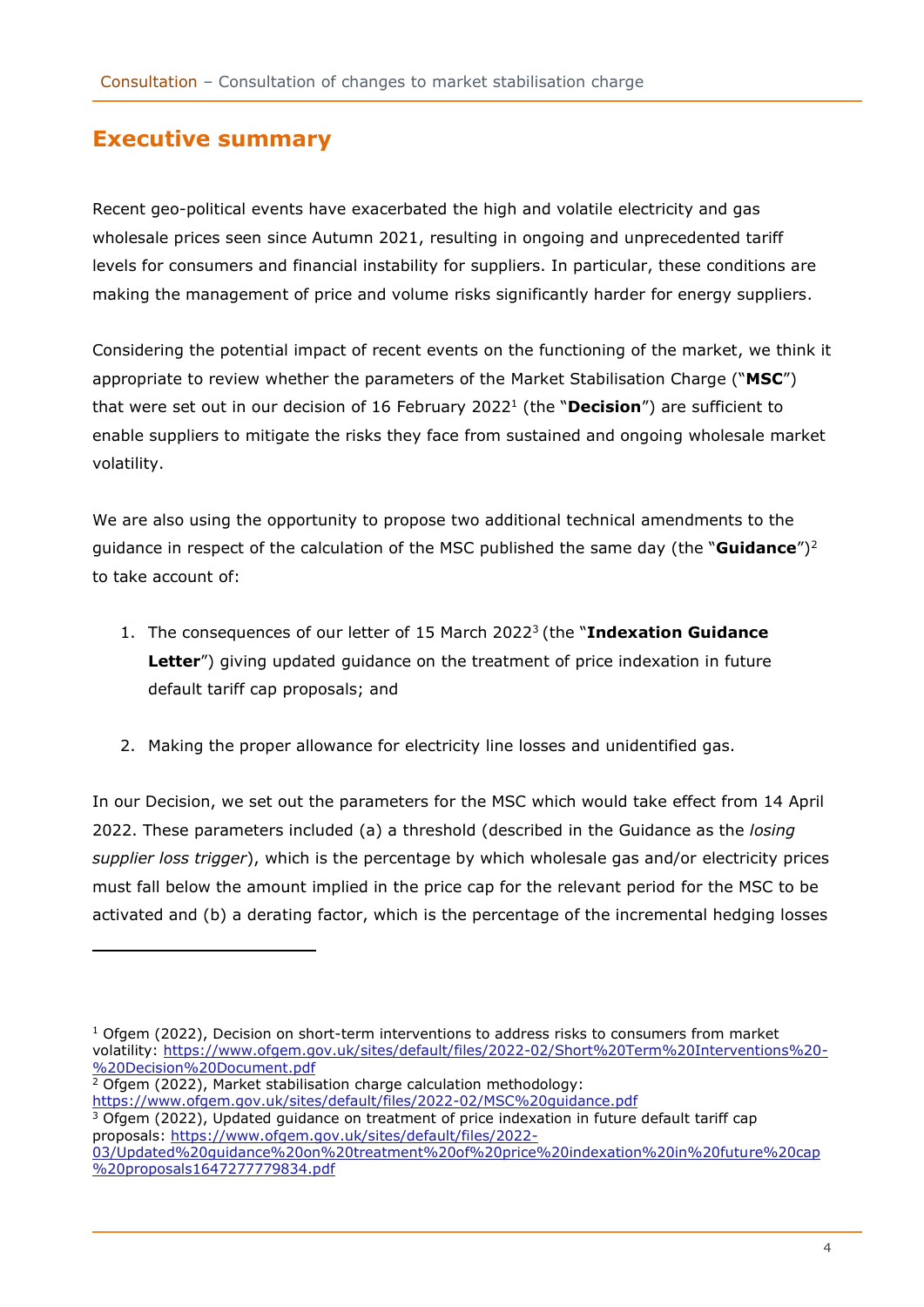## Executive summary

Recent geo-political events have exacerbated the high and volatile electricity and gas wholesale prices seen since Autumn 2021, resulting in ongoing and unprecedented tariff levels for consumers and financial instability for suppliers. In particular, these conditions are making the management of price and volume risks significantly harder for energy suppliers.

Considering the potential impact of recent events on the functioning of the market, we think it appropriate to review whether the parameters of the Market Stabilisation Charge ("**MSC**") that were set out in our decision of 16 February 2022[1] (the "**Decision**") are sufficient to enable suppliers to mitigate the risks they face from sustained and ongoing wholesale market volatility.

We are also using the opportunity to propose two additional technical amendments to the guidance in respect of the calculation of the MSC published the same day (the "**Guidance**")[2] to take account of:

1. The consequences of our letter of 15 March 2022[3] (the "**Indexation Guidance Letter**") giving updated guidance on the treatment of price indexation in future default tariff cap proposals; and

2. Making the proper allowance for electricity line losses and unidentified gas.

In our Decision, we set out the parameters for the MSC which would take effect from 14 April 2022. These parameters included (a) a threshold (described in the Guidance as the *losing supplier loss trigger*), which is the percentage by which wholesale gas and/or electricity prices must fall below the amount implied in the price cap for the relevant period for the MSC to be activated and (b) a derating factor, which is the percentage of the incremental hedging losses

---

[1] Ofgem (2022), Decision on short-term interventions to address risks to consumers from market volatility: https://www.ofgem.gov.uk/sites/default/files/2022-02/Short%20Term%20Interventions%20-%20Decision%20Document.pdf

[2] Ofgem (2022), Market stabilisation charge calculation methodology: https://www.ofgem.gov.uk/sites/default/files/2022-02/MSC%20guidance.pdf

[3] Ofgem (2022), Updated guidance on treatment of price indexation in future default tariff cap proposals: https://www.ofgem.gov.uk/sites/default/files/2022-03/Updated%20guidance%20on%20treatment%20of%20price%20indexation%20in%20future%20cap%20proposals1647277779834.pdf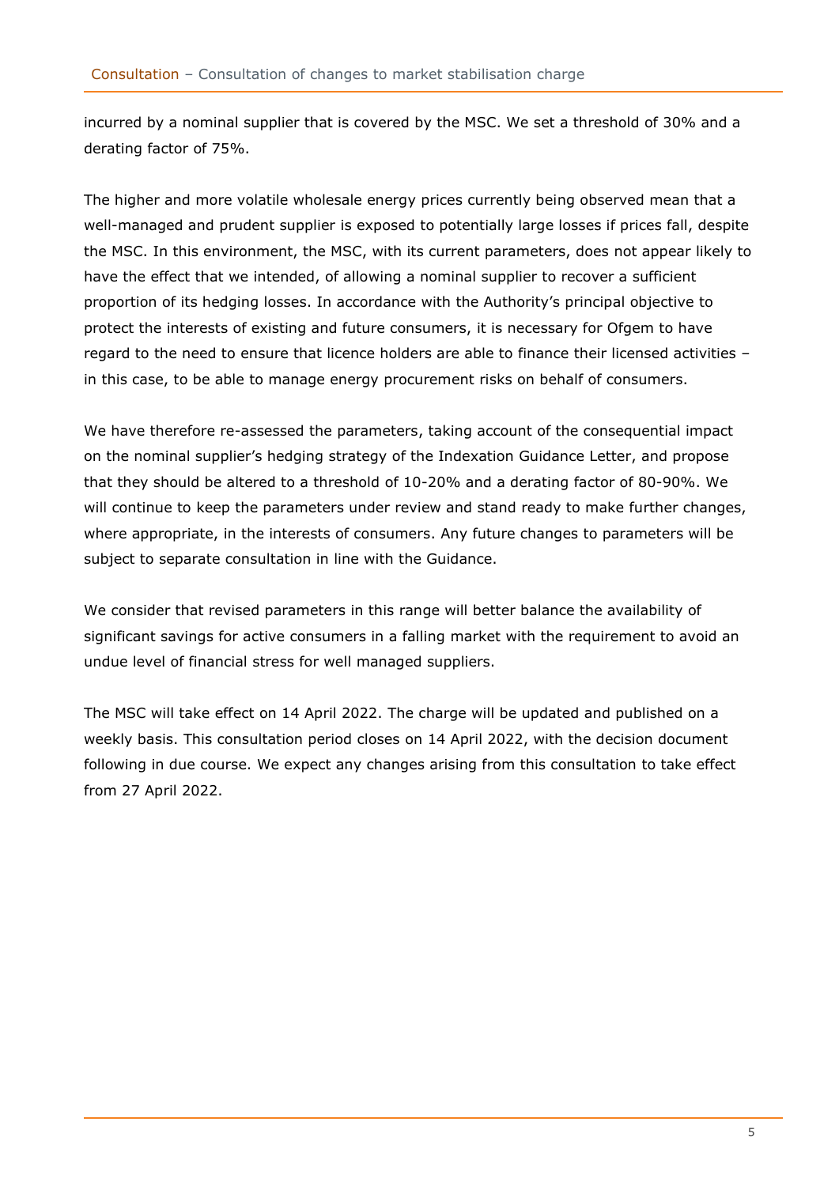incurred by a nominal supplier that is covered by the MSC. We set a threshold of 30% and a derating factor of 75%.

The higher and more volatile wholesale energy prices currently being observed mean that a well-managed and prudent supplier is exposed to potentially large losses if prices fall, despite the MSC. In this environment, the MSC, with its current parameters, does not appear likely to have the effect that we intended, of allowing a nominal supplier to recover a sufficient proportion of its hedging losses. In accordance with the Authority's principal objective to protect the interests of existing and future consumers, it is necessary for Ofgem to have regard to the need to ensure that licence holders are able to finance their licensed activities – in this case, to be able to manage energy procurement risks on behalf of consumers.

We have therefore re-assessed the parameters, taking account of the consequential impact on the nominal supplier's hedging strategy of the Indexation Guidance Letter, and propose that they should be altered to a threshold of 10-20% and a derating factor of 80-90%. We will continue to keep the parameters under review and stand ready to make further changes, where appropriate, in the interests of consumers. Any future changes to parameters will be subject to separate consultation in line with the Guidance.

We consider that revised parameters in this range will better balance the availability of significant savings for active consumers in a falling market with the requirement to avoid an undue level of financial stress for well managed suppliers.

The MSC will take effect on 14 April 2022. The charge will be updated and published on a weekly basis. This consultation period closes on 14 April 2022, with the decision document following in due course. We expect any changes arising from this consultation to take effect from 27 April 2022.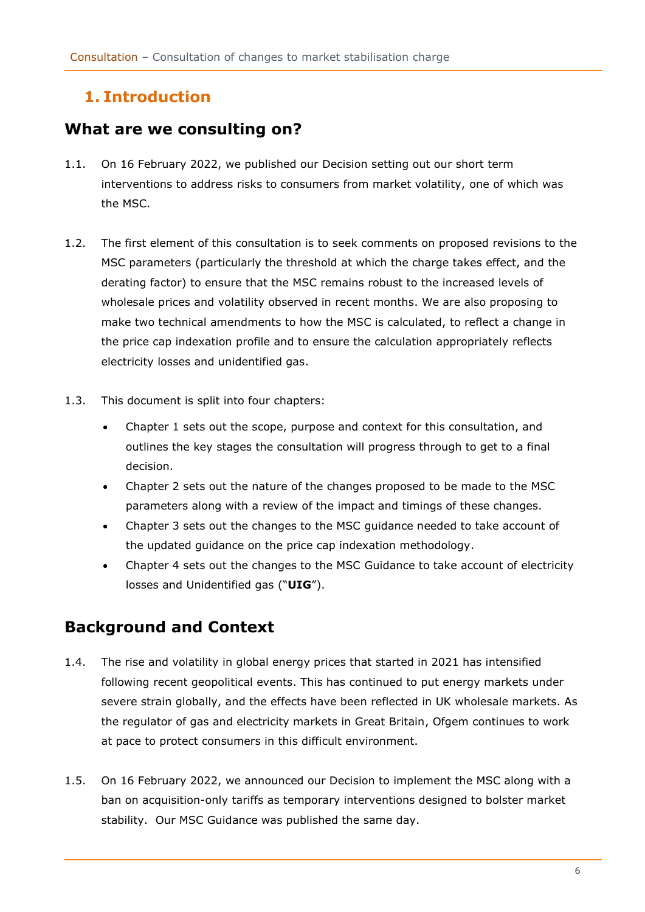# 1. Introduction

## What are we consulting on?

1.1. On 16 February 2022, we published our Decision setting out our short term interventions to address risks to consumers from market volatility, one of which was the MSC.

1.2. The first element of this consultation is to seek comments on proposed revisions to the MSC parameters (particularly the threshold at which the charge takes effect, and the derating factor) to ensure that the MSC remains robust to the increased levels of wholesale prices and volatility observed in recent months. We are also proposing to make two technical amendments to how the MSC is calculated, to reflect a change in the price cap indexation profile and to ensure the calculation appropriately reflects electricity losses and unidentified gas.

1.3. This document is split into four chapters:

- Chapter 1 sets out the scope, purpose and context for this consultation, and outlines the key stages the consultation will progress through to get to a final decision.
- Chapter 2 sets out the nature of the changes proposed to be made to the MSC parameters along with a review of the impact and timings of these changes.
- Chapter 3 sets out the changes to the MSC guidance needed to take account of the updated guidance on the price cap indexation methodology.
- Chapter 4 sets out the changes to the MSC Guidance to take account of electricity losses and Unidentified gas ("**UIG**").

## Background and Context

1.4. The rise and volatility in global energy prices that started in 2021 has intensified following recent geopolitical events. This has continued to put energy markets under severe strain globally, and the effects have been reflected in UK wholesale markets. As the regulator of gas and electricity markets in Great Britain, Ofgem continues to work at pace to protect consumers in this difficult environment.

1.5. On 16 February 2022, we announced our Decision to implement the MSC along with a ban on acquisition-only tariffs as temporary interventions designed to bolster market stability. Our MSC Guidance was published the same day.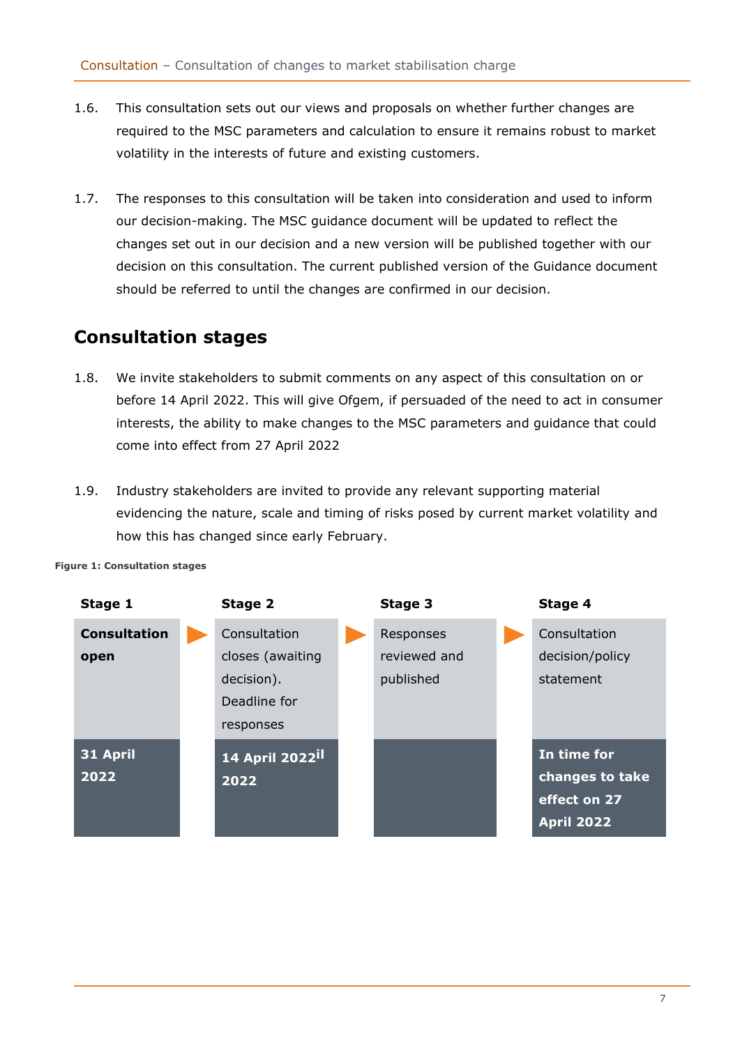1.6. This consultation sets out our views and proposals on whether further changes are required to the MSC parameters and calculation to ensure it remains robust to market volatility in the interests of future and existing customers.

1.7. The responses to this consultation will be taken into consideration and used to inform our decision-making. The MSC guidance document will be updated to reflect the changes set out in our decision and a new version will be published together with our decision on this consultation. The current published version of the Guidance document should be referred to until the changes are confirmed in our decision.

## Consultation stages

1.8. We invite stakeholders to submit comments on any aspect of this consultation on or before 14 April 2022. This will give Ofgem, if persuaded of the need to act in consumer interests, the ability to make changes to the MSC parameters and guidance that could come into effect from 27 April 2022

1.9. Industry stakeholders are invited to provide any relevant supporting material evidencing the nature, scale and timing of risks posed by current market volatility and how this has changed since early February.

**Figure 1: Consultation stages**

| Stage 1 | Stage 2 | Stage 3 | Stage 4 |
|---|---|---|---|
| **Consultation open** | Consultation closes (awaiting decision). Deadline for responses | Responses reviewed and published | Consultation decision/policy statement |
| **31 April 2022** | **14 April 2022il 2022** | | **In time for changes to take effect on 27 April 2022** |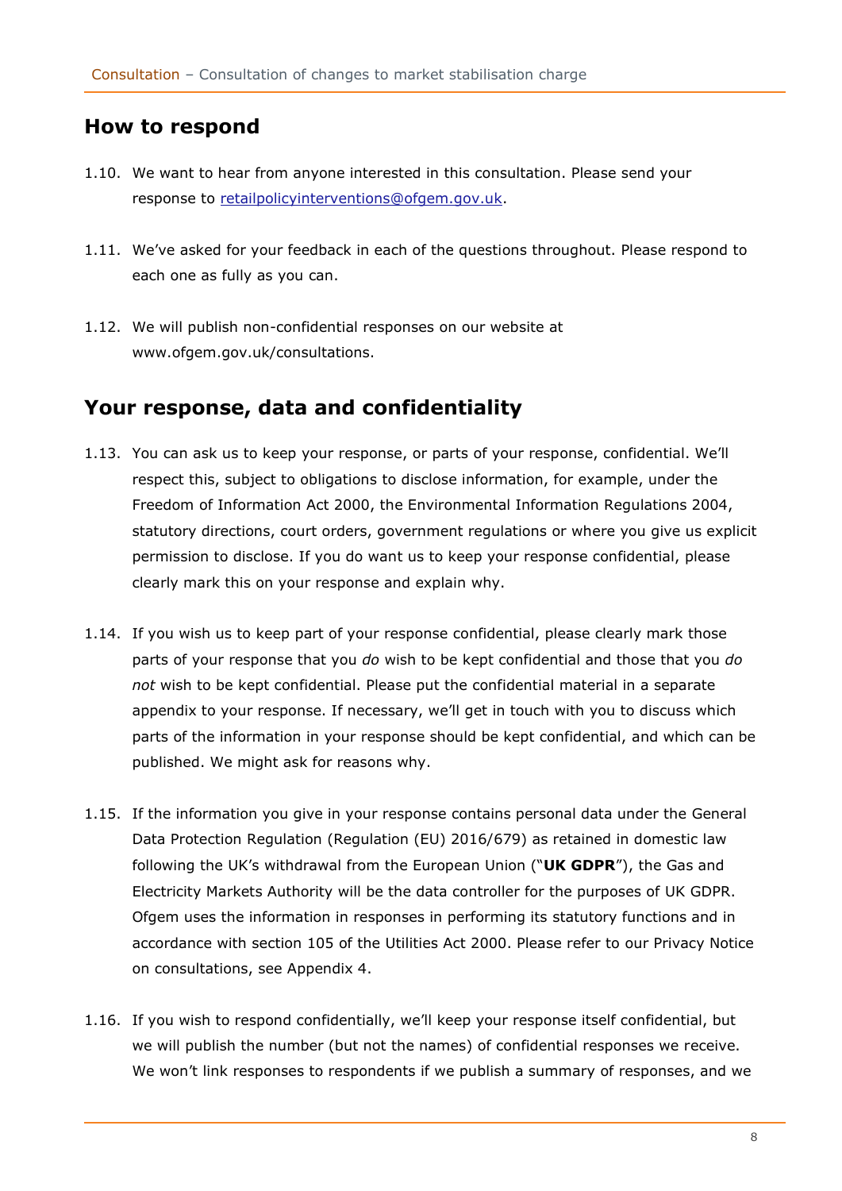## How to respond

1.10. We want to hear from anyone interested in this consultation. Please send your response to [retailpolicyinterventions@ofgem.gov.uk](mailto:retailpolicyinterventions@ofgem.gov.uk).

1.11. We've asked for your feedback in each of the questions throughout. Please respond to each one as fully as you can.

1.12. We will publish non-confidential responses on our website at www.ofgem.gov.uk/consultations.

## Your response, data and confidentiality

1.13. You can ask us to keep your response, or parts of your response, confidential. We'll respect this, subject to obligations to disclose information, for example, under the Freedom of Information Act 2000, the Environmental Information Regulations 2004, statutory directions, court orders, government regulations or where you give us explicit permission to disclose. If you do want us to keep your response confidential, please clearly mark this on your response and explain why.

1.14. If you wish us to keep part of your response confidential, please clearly mark those parts of your response that you *do* wish to be kept confidential and those that you *do not* wish to be kept confidential. Please put the confidential material in a separate appendix to your response. If necessary, we'll get in touch with you to discuss which parts of the information in your response should be kept confidential, and which can be published. We might ask for reasons why.

1.15. If the information you give in your response contains personal data under the General Data Protection Regulation (Regulation (EU) 2016/679) as retained in domestic law following the UK's withdrawal from the European Union ("**UK GDPR**"), the Gas and Electricity Markets Authority will be the data controller for the purposes of UK GDPR. Ofgem uses the information in responses in performing its statutory functions and in accordance with section 105 of the Utilities Act 2000. Please refer to our Privacy Notice on consultations, see Appendix 4.

1.16. If you wish to respond confidentially, we'll keep your response itself confidential, but we will publish the number (but not the names) of confidential responses we receive. We won't link responses to respondents if we publish a summary of responses, and we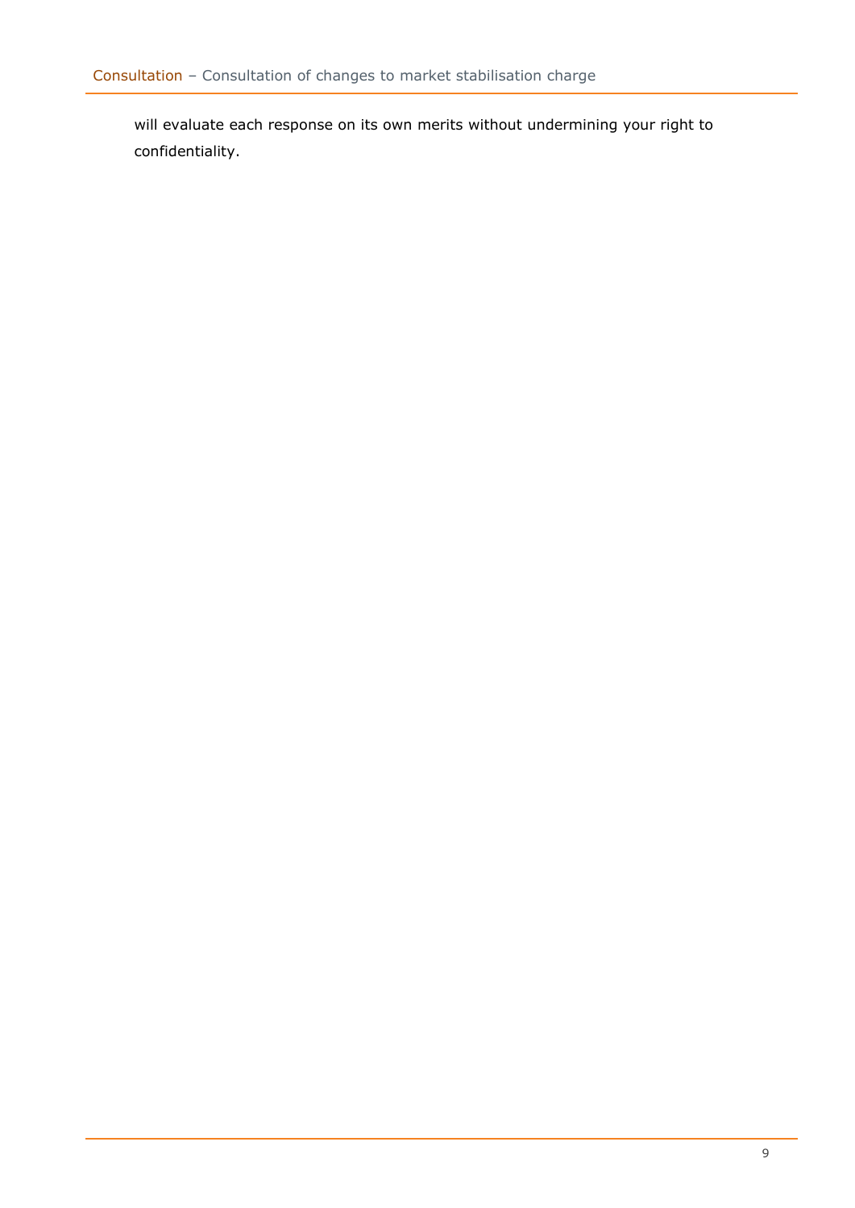will evaluate each response on its own merits without undermining your right to confidentiality.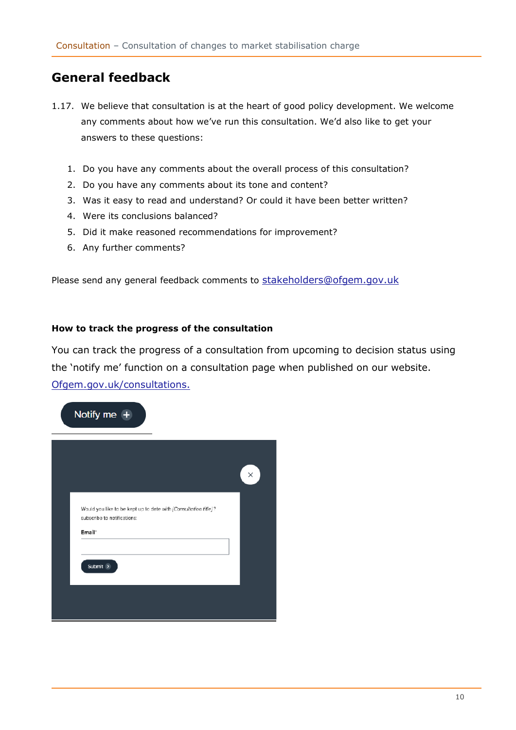## General feedback

1.17. We believe that consultation is at the heart of good policy development. We welcome any comments about how we've run this consultation. We'd also like to get your answers to these questions:

1. Do you have any comments about the overall process of this consultation?
2. Do you have any comments about its tone and content?
3. Was it easy to read and understand? Or could it have been better written?
4. Were its conclusions balanced?
5. Did it make reasoned recommendations for improvement?
6. Any further comments?

Please send any general feedback comments to [stakeholders@ofgem.gov.uk](mailto:stakeholders@ofgem.gov.uk)

**How to track the progress of the consultation**

You can track the progress of a consultation from upcoming to decision status using the 'notify me' function on a consultation page when published on our website. [Ofgem.gov.uk/consultations.](https://www.ofgem.gov.uk/consultations)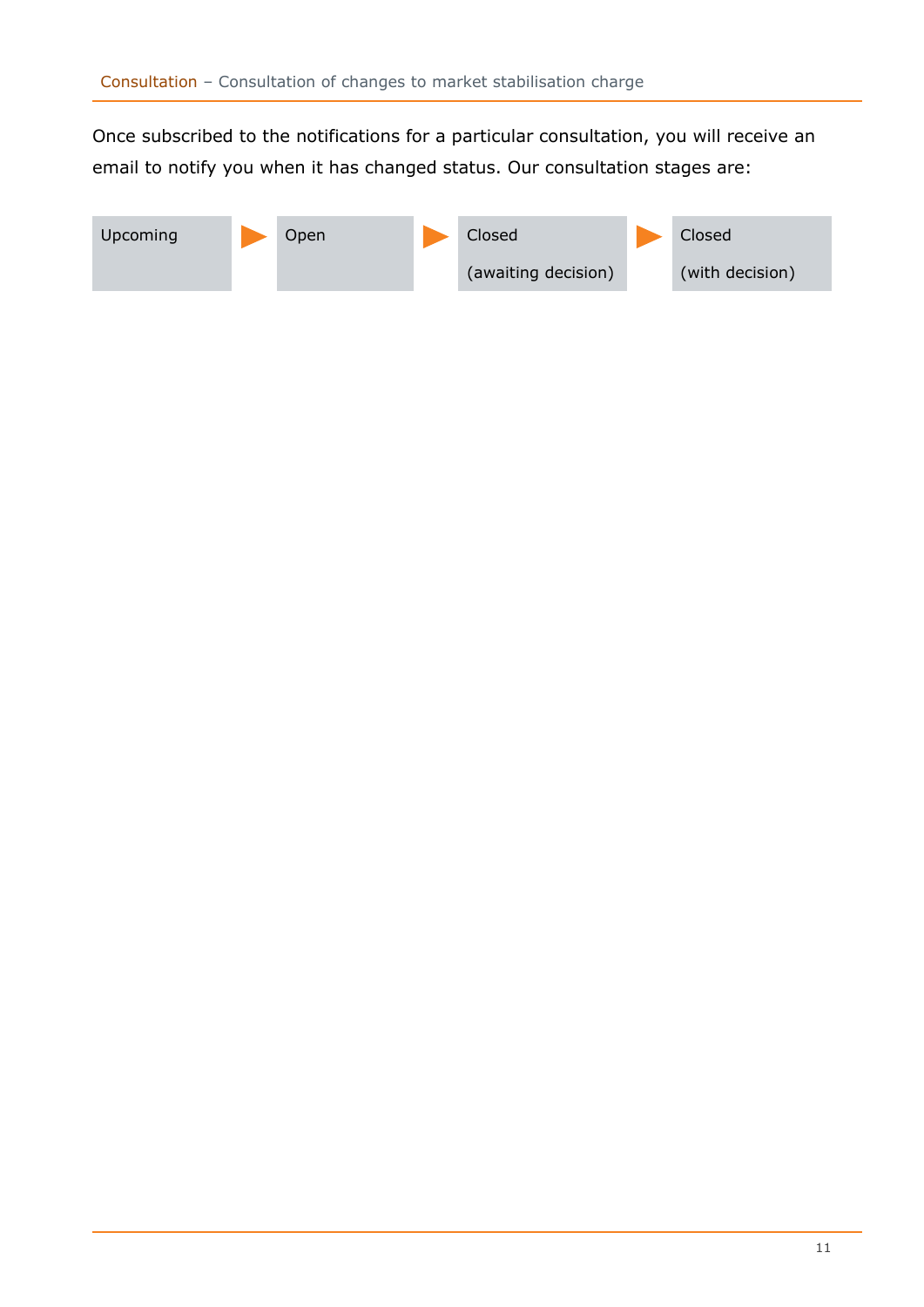Once subscribed to the notifications for a particular consultation, you will receive an email to notify you when it has changed status. Our consultation stages are:

Upcoming ▶ Open ▶ Closed (awaiting decision) ▶ Closed (with decision)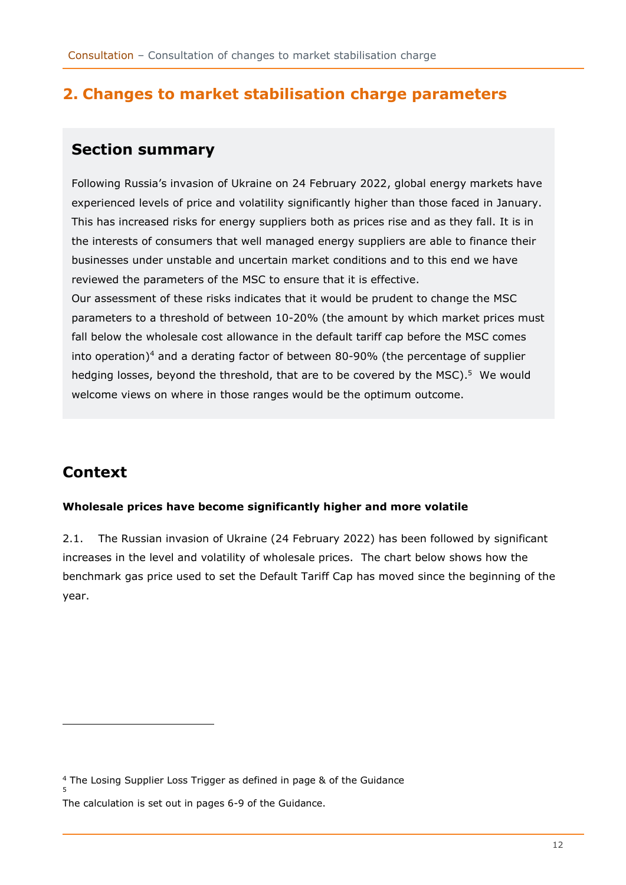# 2. Changes to market stabilisation charge parameters

## Section summary

Following Russia's invasion of Ukraine on 24 February 2022, global energy markets have experienced levels of price and volatility significantly higher than those faced in January. This has increased risks for energy suppliers both as prices rise and as they fall. It is in the interests of consumers that well managed energy suppliers are able to finance their businesses under unstable and uncertain market conditions and to this end we have reviewed the parameters of the MSC to ensure that it is effective.

Our assessment of these risks indicates that it would be prudent to change the MSC parameters to a threshold of between 10-20% (the amount by which market prices must fall below the wholesale cost allowance in the default tariff cap before the MSC comes into operation)[4] and a derating factor of between 80-90% (the percentage of supplier hedging losses, beyond the threshold, that are to be covered by the MSC).[5] We would welcome views on where in those ranges would be the optimum outcome.

## Context

**Wholesale prices have become significantly higher and more volatile**

2.1. The Russian invasion of Ukraine (24 February 2022) has been followed by significant increases in the level and volatility of wholesale prices. The chart below shows how the benchmark gas price used to set the Default Tariff Cap has moved since the beginning of the year.

---

[4] The Losing Supplier Loss Trigger as defined in page & of the Guidance

[5] The calculation is set out in pages 6-9 of the Guidance.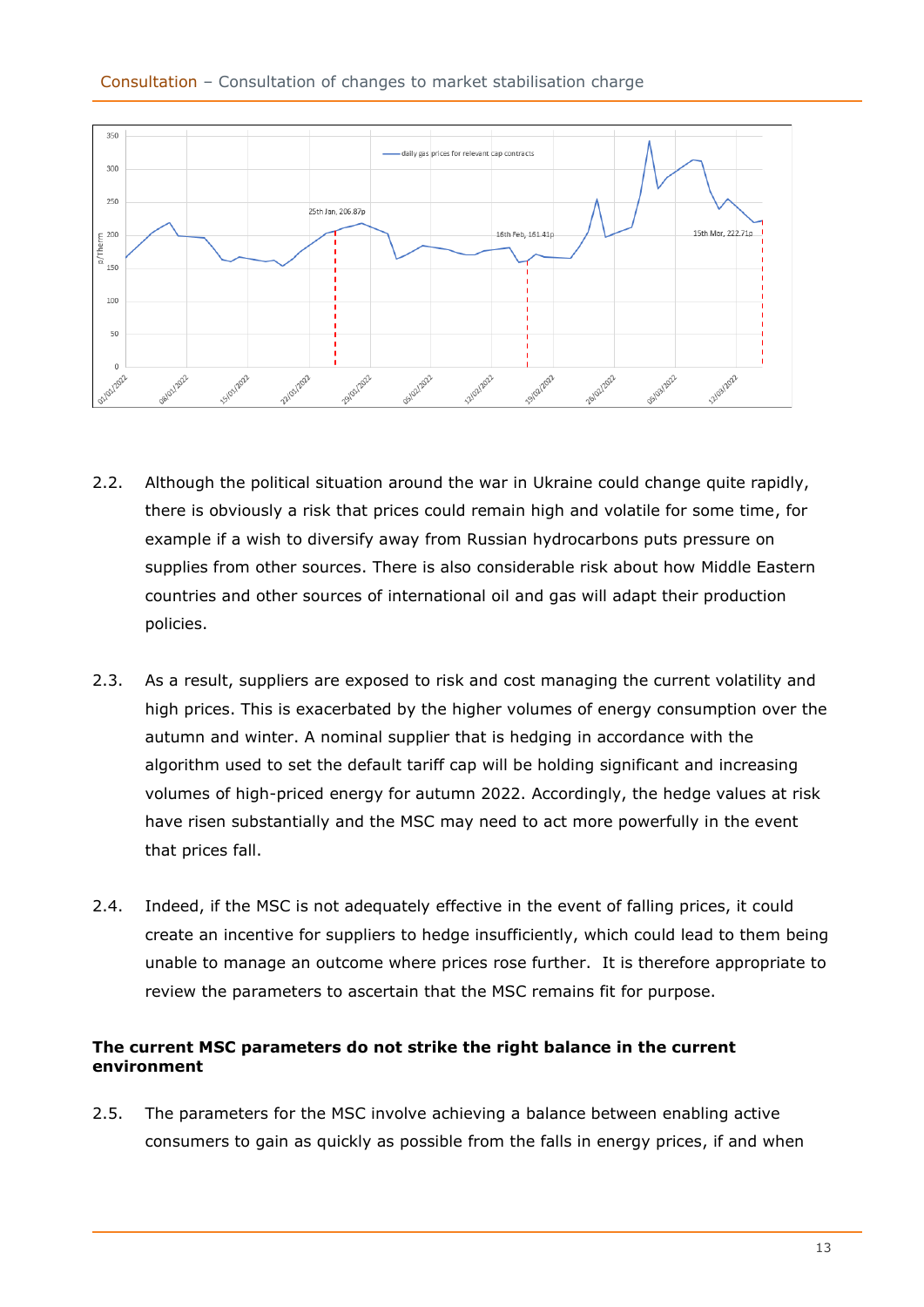2.2. Although the political situation around the war in Ukraine could change quite rapidly, there is obviously a risk that prices could remain high and volatile for some time, for example if a wish to diversify away from Russian hydrocarbons puts pressure on supplies from other sources. There is also considerable risk about how Middle Eastern countries and other sources of international oil and gas will adapt their production policies.

2.3. As a result, suppliers are exposed to risk and cost managing the current volatility and high prices. This is exacerbated by the higher volumes of energy consumption over the autumn and winter. A nominal supplier that is hedging in accordance with the algorithm used to set the default tariff cap will be holding significant and increasing volumes of high-priced energy for autumn 2022. Accordingly, the hedge values at risk have risen substantially and the MSC may need to act more powerfully in the event that prices fall.

2.4. Indeed, if the MSC is not adequately effective in the event of falling prices, it could create an incentive for suppliers to hedge insufficiently, which could lead to them being unable to manage an outcome where prices rose further. It is therefore appropriate to review the parameters to ascertain that the MSC remains fit for purpose.

**The current MSC parameters do not strike the right balance in the current environment**

2.5. The parameters for the MSC involve achieving a balance between enabling active consumers to gain as quickly as possible from the falls in energy prices, if and when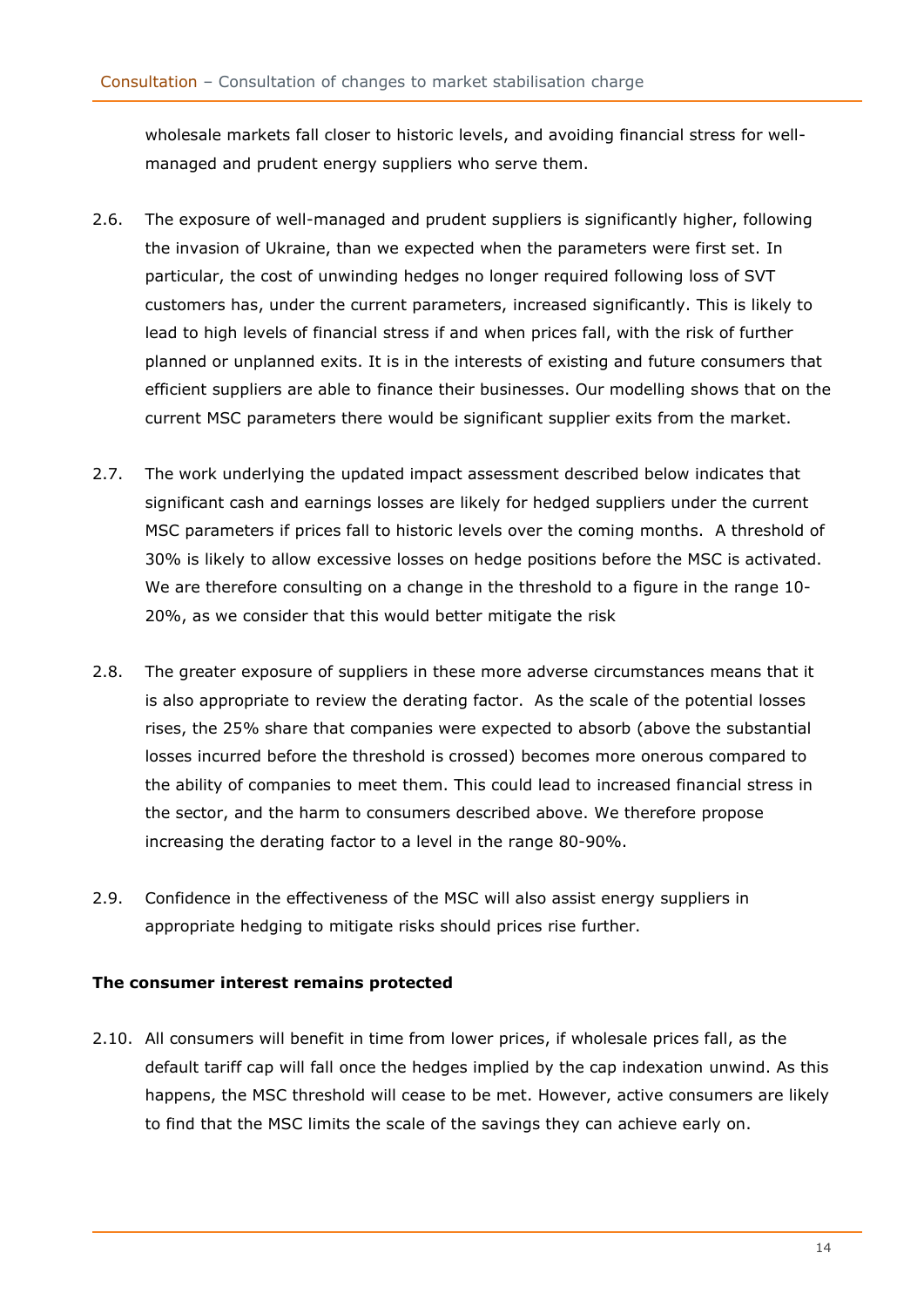wholesale markets fall closer to historic levels, and avoiding financial stress for well-managed and prudent energy suppliers who serve them.

2.6. The exposure of well-managed and prudent suppliers is significantly higher, following the invasion of Ukraine, than we expected when the parameters were first set. In particular, the cost of unwinding hedges no longer required following loss of SVT customers has, under the current parameters, increased significantly. This is likely to lead to high levels of financial stress if and when prices fall, with the risk of further planned or unplanned exits. It is in the interests of existing and future consumers that efficient suppliers are able to finance their businesses. Our modelling shows that on the current MSC parameters there would be significant supplier exits from the market.

2.7. The work underlying the updated impact assessment described below indicates that significant cash and earnings losses are likely for hedged suppliers under the current MSC parameters if prices fall to historic levels over the coming months. A threshold of 30% is likely to allow excessive losses on hedge positions before the MSC is activated. We are therefore consulting on a change in the threshold to a figure in the range 10-20%, as we consider that this would better mitigate the risk

2.8. The greater exposure of suppliers in these more adverse circumstances means that it is also appropriate to review the derating factor. As the scale of the potential losses rises, the 25% share that companies were expected to absorb (above the substantial losses incurred before the threshold is crossed) becomes more onerous compared to the ability of companies to meet them. This could lead to increased financial stress in the sector, and the harm to consumers described above. We therefore propose increasing the derating factor to a level in the range 80-90%.

2.9. Confidence in the effectiveness of the MSC will also assist energy suppliers in appropriate hedging to mitigate risks should prices rise further.

**The consumer interest remains protected**

2.10. All consumers will benefit in time from lower prices, if wholesale prices fall, as the default tariff cap will fall once the hedges implied by the cap indexation unwind. As this happens, the MSC threshold will cease to be met. However, active consumers are likely to find that the MSC limits the scale of the savings they can achieve early on.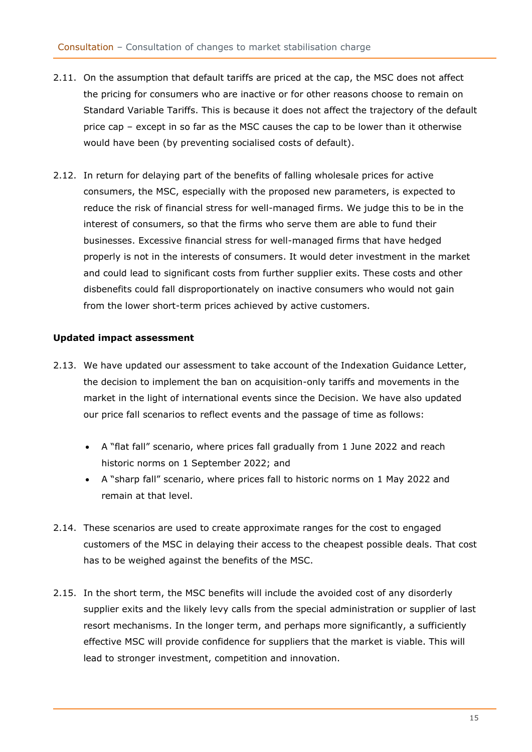2.11. On the assumption that default tariffs are priced at the cap, the MSC does not affect the pricing for consumers who are inactive or for other reasons choose to remain on Standard Variable Tariffs. This is because it does not affect the trajectory of the default price cap – except in so far as the MSC causes the cap to be lower than it otherwise would have been (by preventing socialised costs of default).

2.12. In return for delaying part of the benefits of falling wholesale prices for active consumers, the MSC, especially with the proposed new parameters, is expected to reduce the risk of financial stress for well-managed firms. We judge this to be in the interest of consumers, so that the firms who serve them are able to fund their businesses. Excessive financial stress for well-managed firms that have hedged properly is not in the interests of consumers. It would deter investment in the market and could lead to significant costs from further supplier exits. These costs and other disbenefits could fall disproportionately on inactive consumers who would not gain from the lower short-term prices achieved by active customers.

**Updated impact assessment**

2.13. We have updated our assessment to take account of the Indexation Guidance Letter, the decision to implement the ban on acquisition-only tariffs and movements in the market in the light of international events since the Decision. We have also updated our price fall scenarios to reflect events and the passage of time as follows:

- A "flat fall" scenario, where prices fall gradually from 1 June 2022 and reach historic norms on 1 September 2022; and
- A "sharp fall" scenario, where prices fall to historic norms on 1 May 2022 and remain at that level.

2.14. These scenarios are used to create approximate ranges for the cost to engaged customers of the MSC in delaying their access to the cheapest possible deals. That cost has to be weighed against the benefits of the MSC.

2.15. In the short term, the MSC benefits will include the avoided cost of any disorderly supplier exits and the likely levy calls from the special administration or supplier of last resort mechanisms. In the longer term, and perhaps more significantly, a sufficiently effective MSC will provide confidence for suppliers that the market is viable. This will lead to stronger investment, competition and innovation.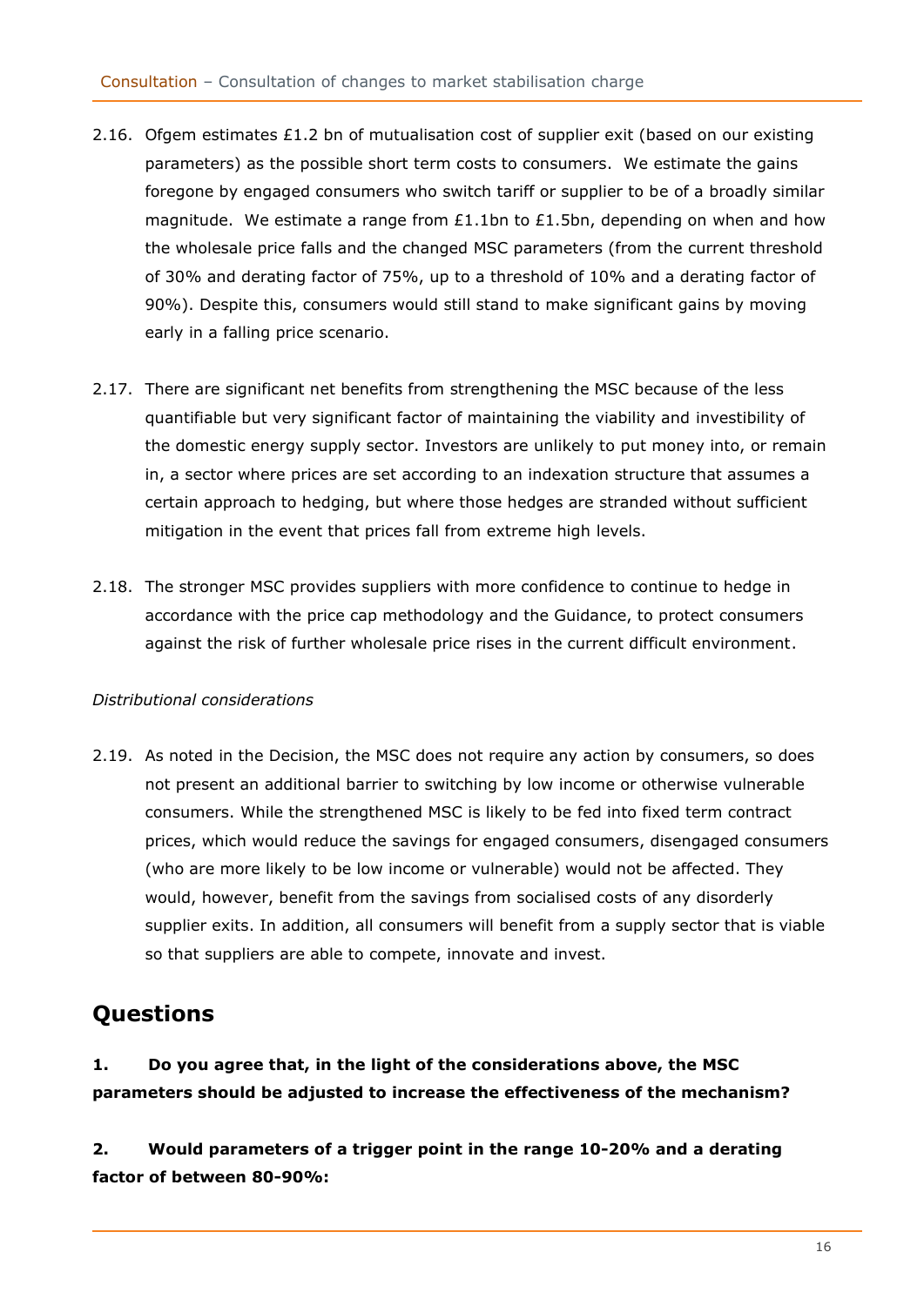2.16. Ofgem estimates £1.2 bn of mutualisation cost of supplier exit (based on our existing parameters) as the possible short term costs to consumers. We estimate the gains foregone by engaged consumers who switch tariff or supplier to be of a broadly similar magnitude. We estimate a range from £1.1bn to £1.5bn, depending on when and how the wholesale price falls and the changed MSC parameters (from the current threshold of 30% and derating factor of 75%, up to a threshold of 10% and a derating factor of 90%). Despite this, consumers would still stand to make significant gains by moving early in a falling price scenario.

2.17. There are significant net benefits from strengthening the MSC because of the less quantifiable but very significant factor of maintaining the viability and investibility of the domestic energy supply sector. Investors are unlikely to put money into, or remain in, a sector where prices are set according to an indexation structure that assumes a certain approach to hedging, but where those hedges are stranded without sufficient mitigation in the event that prices fall from extreme high levels.

2.18. The stronger MSC provides suppliers with more confidence to continue to hedge in accordance with the price cap methodology and the Guidance, to protect consumers against the risk of further wholesale price rises in the current difficult environment.

*Distributional considerations*

2.19. As noted in the Decision, the MSC does not require any action by consumers, so does not present an additional barrier to switching by low income or otherwise vulnerable consumers. While the strengthened MSC is likely to be fed into fixed term contract prices, which would reduce the savings for engaged consumers, disengaged consumers (who are more likely to be low income or vulnerable) would not be affected. They would, however, benefit from the savings from socialised costs of any disorderly supplier exits. In addition, all consumers will benefit from a supply sector that is viable so that suppliers are able to compete, innovate and invest.

## Questions

**1. Do you agree that, in the light of the considerations above, the MSC parameters should be adjusted to increase the effectiveness of the mechanism?**

**2. Would parameters of a trigger point in the range 10-20% and a derating factor of between 80-90%:**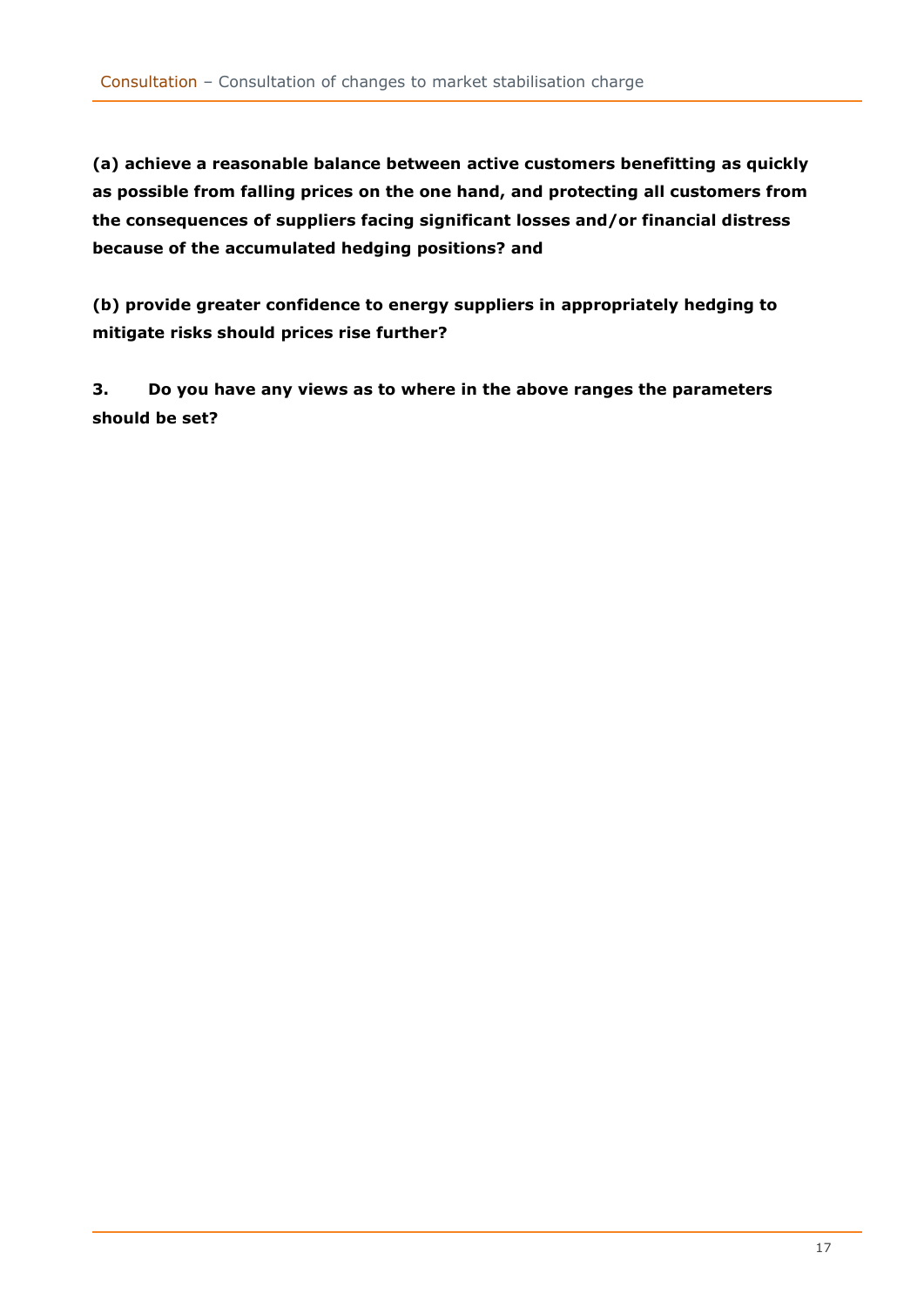**(a) achieve a reasonable balance between active customers benefitting as quickly as possible from falling prices on the one hand, and protecting all customers from the consequences of suppliers facing significant losses and/or financial distress because of the accumulated hedging positions? and**

**(b) provide greater confidence to energy suppliers in appropriately hedging to mitigate risks should prices rise further?**

**3. Do you have any views as to where in the above ranges the parameters should be set?**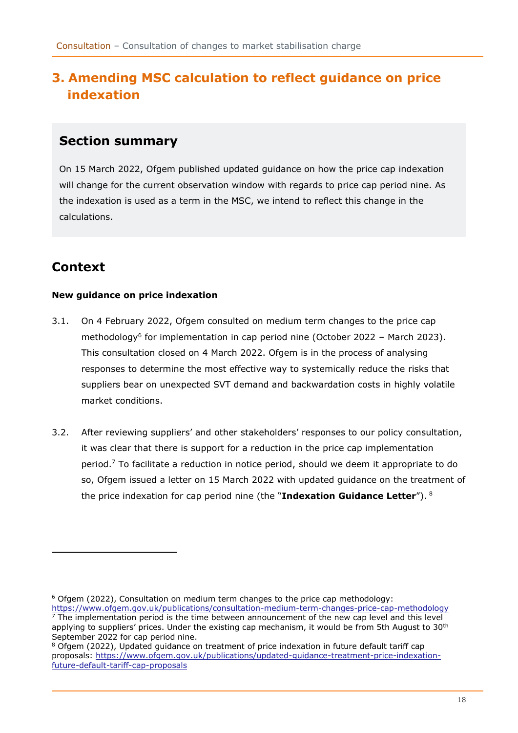# 3. Amending MSC calculation to reflect guidance on price indexation

## Section summary

On 15 March 2022, Ofgem published updated guidance on how the price cap indexation will change for the current observation window with regards to price cap period nine. As the indexation is used as a term in the MSC, we intend to reflect this change in the calculations.

## Context

**New guidance on price indexation**

3.1. On 4 February 2022, Ofgem consulted on medium term changes to the price cap methodology[6] for implementation in cap period nine (October 2022 – March 2023). This consultation closed on 4 March 2022. Ofgem is in the process of analysing responses to determine the most effective way to systemically reduce the risks that suppliers bear on unexpected SVT demand and backwardation costs in highly volatile market conditions.

3.2. After reviewing suppliers' and other stakeholders' responses to our policy consultation, it was clear that there is support for a reduction in the price cap implementation period.[7] To facilitate a reduction in notice period, should we deem it appropriate to do so, Ofgem issued a letter on 15 March 2022 with updated guidance on the treatment of the price indexation for cap period nine (the "**Indexation Guidance Letter**"). [8]

---

[6] Ofgem (2022), Consultation on medium term changes to the price cap methodology: https://www.ofgem.gov.uk/publications/consultation-medium-term-changes-price-cap-methodology

[7] The implementation period is the time between announcement of the new cap level and this level applying to suppliers' prices. Under the existing cap mechanism, it would be from 5th August to 30th September 2022 for cap period nine.

[8] Ofgem (2022), Updated guidance on treatment of price indexation in future default tariff cap proposals: https://www.ofgem.gov.uk/publications/updated-guidance-treatment-price-indexation-future-default-tariff-cap-proposals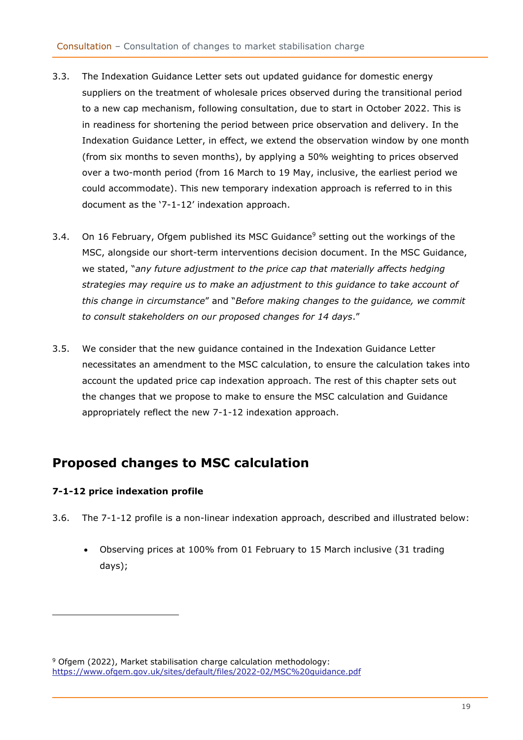3.3. The Indexation Guidance Letter sets out updated guidance for domestic energy suppliers on the treatment of wholesale prices observed during the transitional period to a new cap mechanism, following consultation, due to start in October 2022. This is in readiness for shortening the period between price observation and delivery. In the Indexation Guidance Letter, in effect, we extend the observation window by one month (from six months to seven months), by applying a 50% weighting to prices observed over a two-month period (from 16 March to 19 May, inclusive, the earliest period we could accommodate). This new temporary indexation approach is referred to in this document as the '7-1-12' indexation approach.

3.4. On 16 February, Ofgem published its MSC Guidance[9] setting out the workings of the MSC, alongside our short-term interventions decision document. In the MSC Guidance, we stated, "*any future adjustment to the price cap that materially affects hedging strategies may require us to make an adjustment to this guidance to take account of this change in circumstance*" and "*Before making changes to the guidance, we commit to consult stakeholders on our proposed changes for 14 days*."

3.5. We consider that the new guidance contained in the Indexation Guidance Letter necessitates an amendment to the MSC calculation, to ensure the calculation takes into account the updated price cap indexation approach. The rest of this chapter sets out the changes that we propose to make to ensure the MSC calculation and Guidance appropriately reflect the new 7-1-12 indexation approach.

## Proposed changes to MSC calculation

### 7-1-12 price indexation profile

3.6. The 7-1-12 profile is a non-linear indexation approach, described and illustrated below:

- Observing prices at 100% from 01 February to 15 March inclusive (31 trading days);

[9] Ofgem (2022), Market stabilisation charge calculation methodology: https://www.ofgem.gov.uk/sites/default/files/2022-02/MSC%20guidance.pdf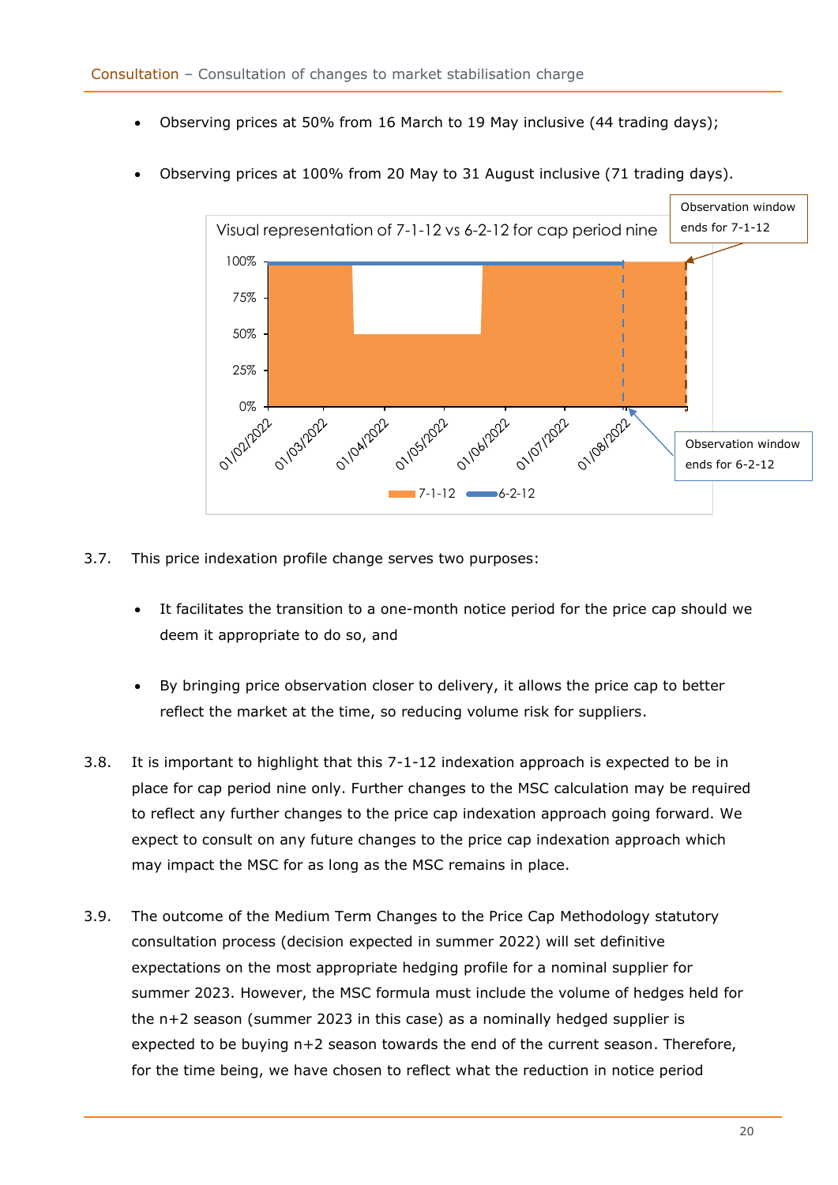- Observing prices at 50% from 16 March to 19 May inclusive (44 trading days);
- Observing prices at 100% from 20 May to 31 August inclusive (71 trading days).

Visual representation of 7-1-12 vs 6-2-12 for cap period nine

Observation window ends for 7-1-12

Observation window ends for 6-2-12

3.7. This price indexation profile change serves two purposes:

- It facilitates the transition to a one-month notice period for the price cap should we deem it appropriate to do so, and
- By bringing price observation closer to delivery, it allows the price cap to better reflect the market at the time, so reducing volume risk for suppliers.

3.8. It is important to highlight that this 7-1-12 indexation approach is expected to be in place for cap period nine only. Further changes to the MSC calculation may be required to reflect any further changes to the price cap indexation approach going forward. We expect to consult on any future changes to the price cap indexation approach which may impact the MSC for as long as the MSC remains in place.

3.9. The outcome of the Medium Term Changes to the Price Cap Methodology statutory consultation process (decision expected in summer 2022) will set definitive expectations on the most appropriate hedging profile for a nominal supplier for summer 2023. However, the MSC formula must include the volume of hedges held for the n+2 season (summer 2023 in this case) as a nominally hedged supplier is expected to be buying n+2 season towards the end of the current season. Therefore, for the time being, we have chosen to reflect what the reduction in notice period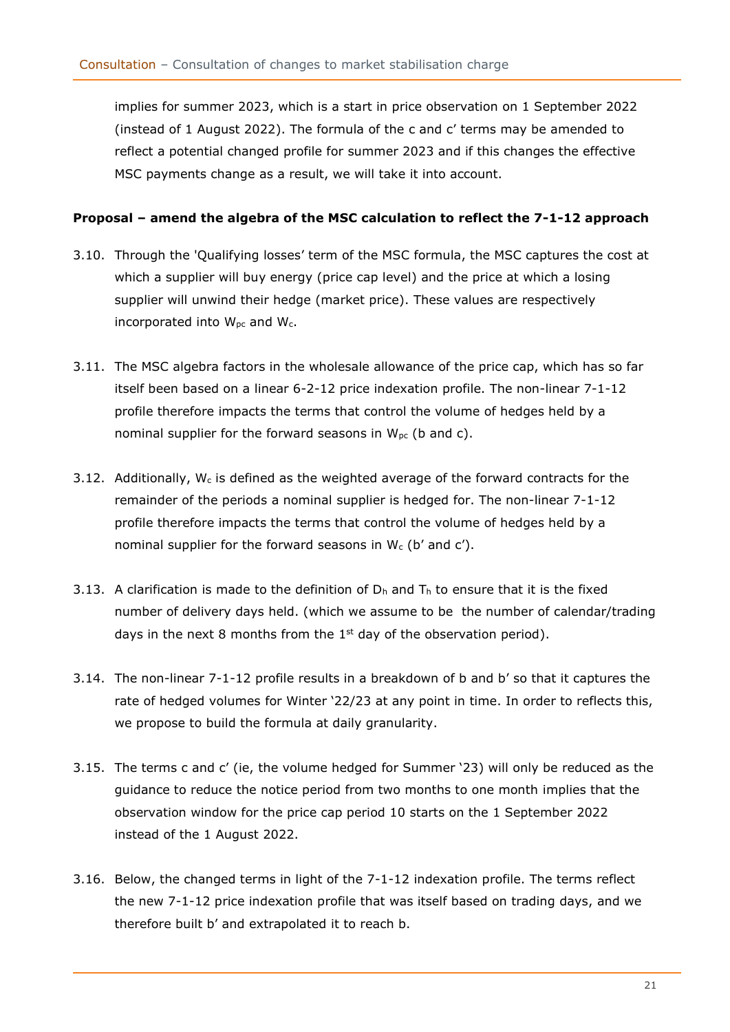implies for summer 2023, which is a start in price observation on 1 September 2022 (instead of 1 August 2022). The formula of the c and c' terms may be amended to reflect a potential changed profile for summer 2023 and if this changes the effective MSC payments change as a result, we will take it into account.

**Proposal – amend the algebra of the MSC calculation to reflect the 7-1-12 approach**

3.10. Through the 'Qualifying losses' term of the MSC formula, the MSC captures the cost at which a supplier will buy energy (price cap level) and the price at which a losing supplier will unwind their hedge (market price). These values are respectively incorporated into $W_{pc}$ and $W_c$.

3.11. The MSC algebra factors in the wholesale allowance of the price cap, which has so far itself been based on a linear 6-2-12 price indexation profile. The non-linear 7-1-12 profile therefore impacts the terms that control the volume of hedges held by a nominal supplier for the forward seasons in $W_{pc}$ (b and c).

3.12. Additionally, $W_c$ is defined as the weighted average of the forward contracts for the remainder of the periods a nominal supplier is hedged for. The non-linear 7-1-12 profile therefore impacts the terms that control the volume of hedges held by a nominal supplier for the forward seasons in $W_c$ (b' and c').

3.13. A clarification is made to the definition of $D_h$ and $T_h$ to ensure that it is the fixed number of delivery days held. (which we assume to be the number of calendar/trading days in the next 8 months from the 1st day of the observation period).

3.14. The non-linear 7-1-12 profile results in a breakdown of b and b' so that it captures the rate of hedged volumes for Winter '22/23 at any point in time. In order to reflects this, we propose to build the formula at daily granularity.

3.15. The terms c and c' (ie, the volume hedged for Summer '23) will only be reduced as the guidance to reduce the notice period from two months to one month implies that the observation window for the price cap period 10 starts on the 1 September 2022 instead of the 1 August 2022.

3.16. Below, the changed terms in light of the 7-1-12 indexation profile. The terms reflect the new 7-1-12 price indexation profile that was itself based on trading days, and we therefore built b' and extrapolated it to reach b.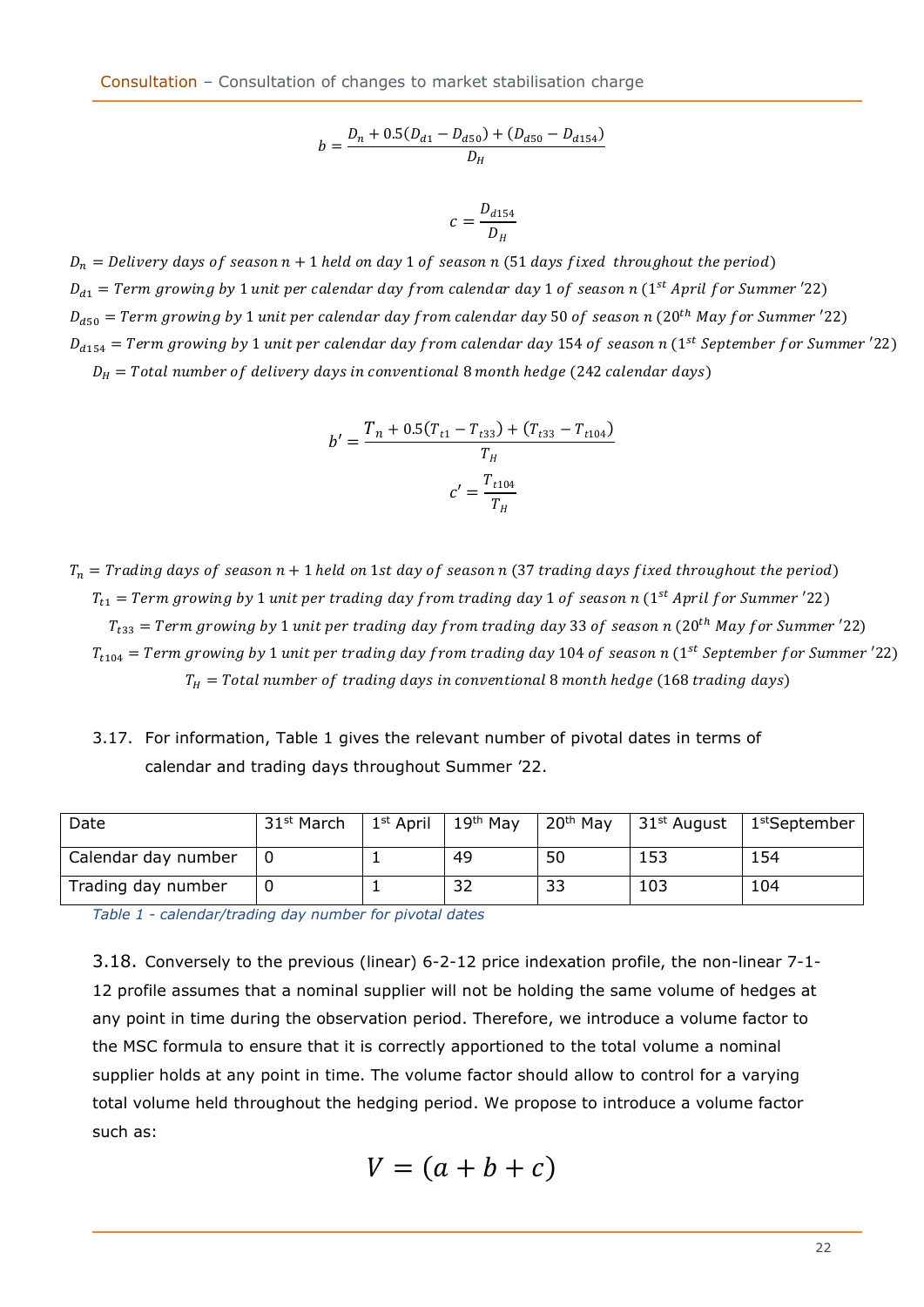$$b = \frac{D_n + 0.5(D_{d1} - D_{d50}) + (D_{d50} - D_{d154})}{D_H}$$

$$c = \frac{D_{d154}}{D_H}$$

$D_n = Delivery\ days\ of\ season\ n+1\ held\ on\ day\ 1\ of\ season\ n\ (51\ days\ fixed\ throughout\ the\ period)$

$D_{d1} = Term\ growing\ by\ 1\ unit\ per\ calendar\ day\ from\ calendar\ day\ 1\ of\ season\ n\ (1^{st}\ April\ for\ Summer\ '22)$

$D_{d50} = Term\ growing\ by\ 1\ unit\ per\ calendar\ day\ from\ calendar\ day\ 50\ of\ season\ n\ (20^{th}\ May\ for\ Summer\ '22)$

$D_{d154} = Term\ growing\ by\ 1\ unit\ per\ calendar\ day\ from\ calendar\ day\ 154\ of\ season\ n\ (1^{st}\ September\ for\ Summer\ '22)$

$D_H = Total\ number\ of\ delivery\ days\ in\ conventional\ 8\ month\ hedge\ (242\ calendar\ days)$

$$b' = \frac{T_n + 0.5(T_{t1} - T_{t33}) + (T_{t33} - T_{t104})}{T_H}$$

$$c' = \frac{T_{t104}}{T_H}$$

$T_n = Trading\ days\ of\ season\ n+1\ held\ on\ 1st\ day\ of\ season\ n\ (37\ trading\ days\ fixed\ throughout\ the\ period)$

$T_{t1} = Term\ growing\ by\ 1\ unit\ per\ trading\ day\ from\ trading\ day\ 1\ of\ season\ n\ (1^{st}\ April\ for\ Summer\ '22)$

$T_{t33} = Term\ growing\ by\ 1\ unit\ per\ trading\ day\ from\ trading\ day\ 33\ of\ season\ n\ (20^{th}\ May\ for\ Summer\ '22)$

$T_{t104} = Term\ growing\ by\ 1\ unit\ per\ trading\ day\ from\ trading\ day\ 104\ of\ season\ n\ (1^{st}\ September\ for\ Summer\ '22)$

$T_H = Total\ number\ of\ trading\ days\ in\ conventional\ 8\ month\ hedge\ (168\ trading\ days)$

3.17. For information, Table 1 gives the relevant number of pivotal dates in terms of calendar and trading days throughout Summer '22.

| Date | 31st March | 1st April | 19th May | 20th May | 31st August | 1st September |
|---|---|---|---|---|---|---|
| Calendar day number | 0 | 1 | 49 | 50 | 153 | 154 |
| Trading day number | 0 | 1 | 32 | 33 | 103 | 104 |

*Table 1 - calendar/trading day number for pivotal dates*

3.18. Conversely to the previous (linear) 6-2-12 price indexation profile, the non-linear 7-1-12 profile assumes that a nominal supplier will not be holding the same volume of hedges at any point in time during the observation period. Therefore, we introduce a volume factor to the MSC formula to ensure that it is correctly apportioned to the total volume a nominal supplier holds at any point in time. The volume factor should allow to control for a varying total volume held throughout the hedging period. We propose to introduce a volume factor such as:

$$V = (a + b + c)$$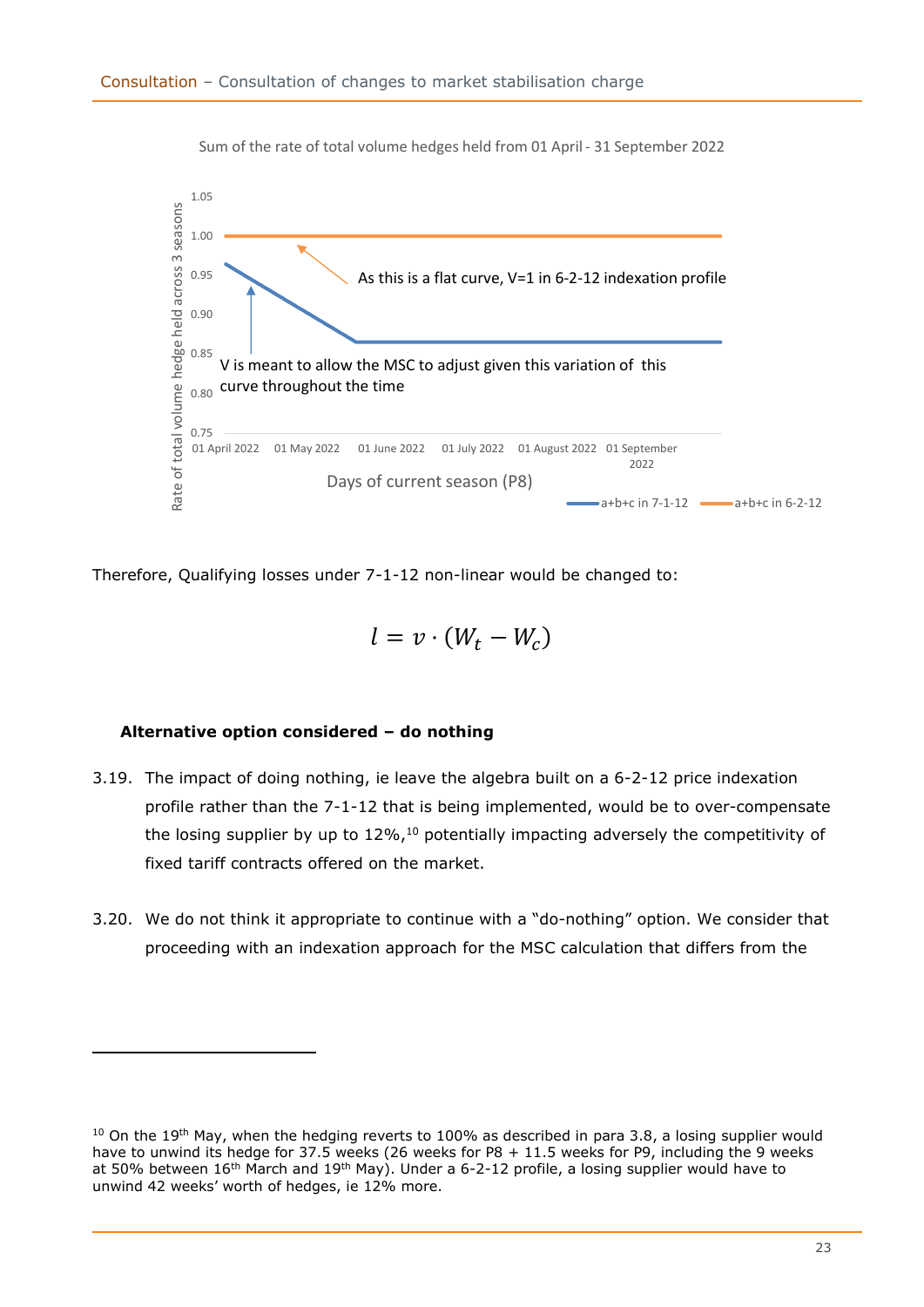Sum of the rate of total volume hedges held from 01 April - 31 September 2022

Therefore, Qualifying losses under 7-1-12 non-linear would be changed to:

$$l = v \cdot (W_t - W_c)$$

**Alternative option considered – do nothing**

3.19. The impact of doing nothing, ie leave the algebra built on a 6-2-12 price indexation profile rather than the 7-1-12 that is being implemented, would be to over-compensate the losing supplier by up to 12%,[10] potentially impacting adversely the competitivity of fixed tariff contracts offered on the market.

3.20. We do not think it appropriate to continue with a "do-nothing" option. We consider that proceeding with an indexation approach for the MSC calculation that differs from the

---

[10] On the 19th May, when the hedging reverts to 100% as described in para 3.8, a losing supplier would have to unwind its hedge for 37.5 weeks (26 weeks for P8 + 11.5 weeks for P9, including the 9 weeks at 50% between 16th March and 19th May). Under a 6-2-12 profile, a losing supplier would have to unwind 42 weeks' worth of hedges, ie 12% more.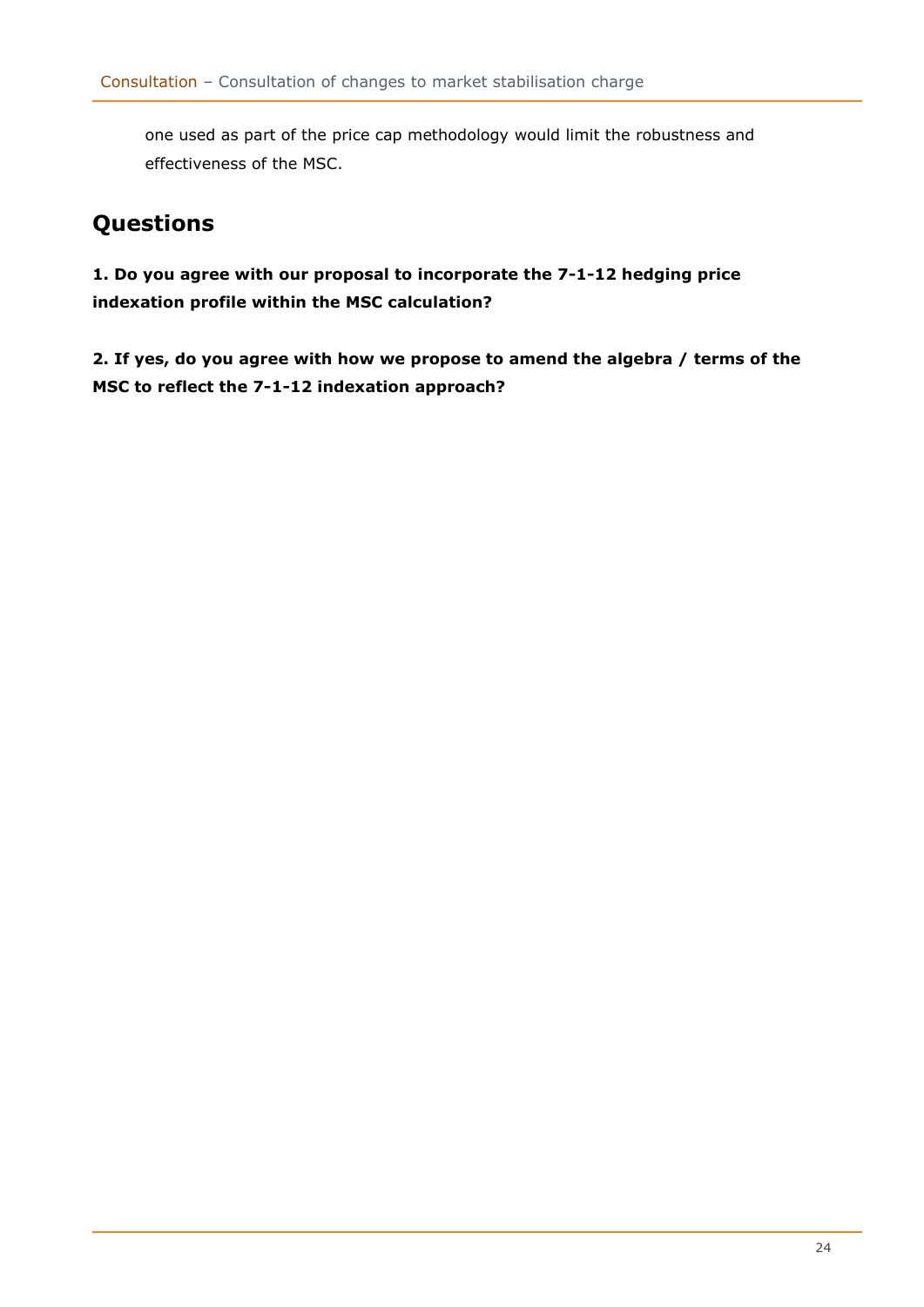one used as part of the price cap methodology would limit the robustness and effectiveness of the MSC.

## Questions

**1. Do you agree with our proposal to incorporate the 7-1-12 hedging price indexation profile within the MSC calculation?**

**2. If yes, do you agree with how we propose to amend the algebra / terms of the MSC to reflect the 7-1-12 indexation approach?**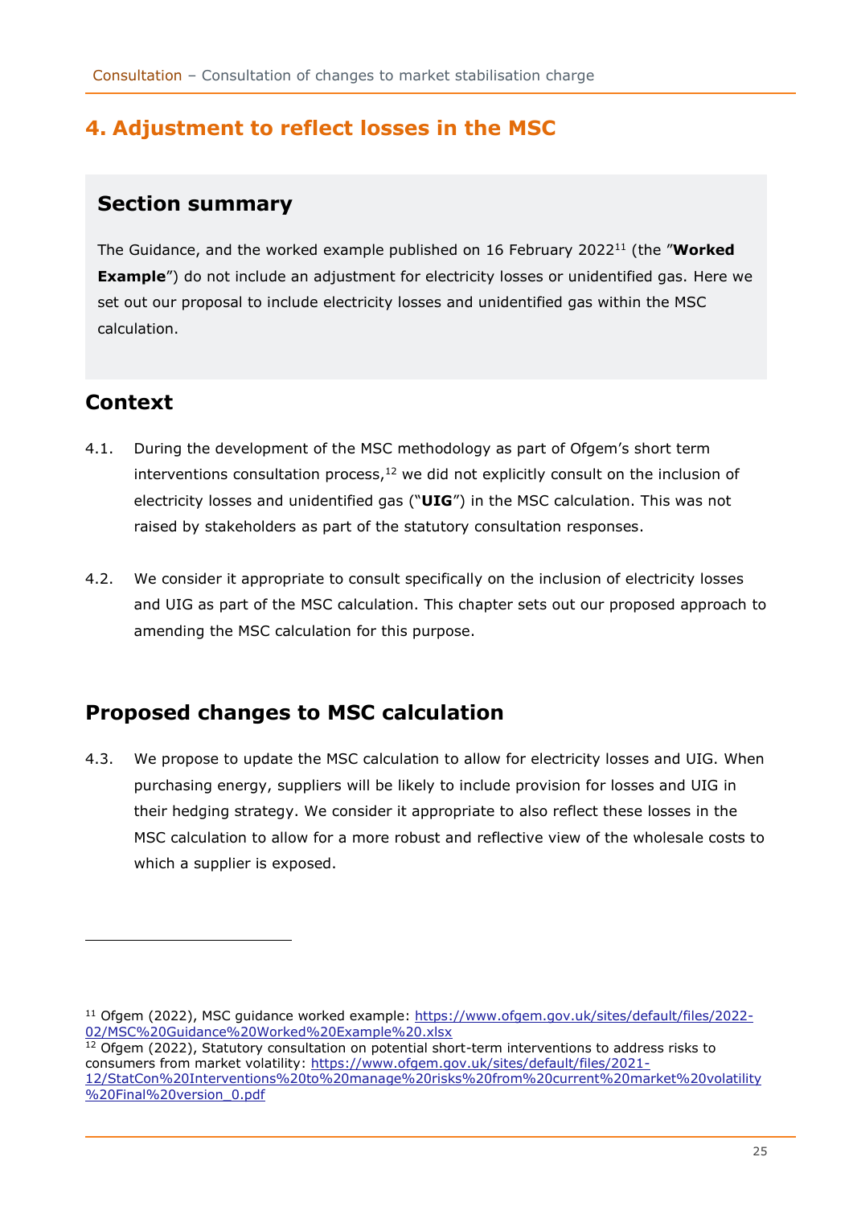## 4. Adjustment to reflect losses in the MSC

### Section summary

The Guidance, and the worked example published on 16 February 2022[11] (the "**Worked Example**") do not include an adjustment for electricity losses or unidentified gas. Here we set out our proposal to include electricity losses and unidentified gas within the MSC calculation.

### Context

4.1. During the development of the MSC methodology as part of Ofgem's short term interventions consultation process,[12] we did not explicitly consult on the inclusion of electricity losses and unidentified gas ("**UIG**") in the MSC calculation. This was not raised by stakeholders as part of the statutory consultation responses.

4.2. We consider it appropriate to consult specifically on the inclusion of electricity losses and UIG as part of the MSC calculation. This chapter sets out our proposed approach to amending the MSC calculation for this purpose.

### Proposed changes to MSC calculation

4.3. We propose to update the MSC calculation to allow for electricity losses and UIG. When purchasing energy, suppliers will be likely to include provision for losses and UIG in their hedging strategy. We consider it appropriate to also reflect these losses in the MSC calculation to allow for a more robust and reflective view of the wholesale costs to which a supplier is exposed.

---

[11] Ofgem (2022), MSC guidance worked example: https://www.ofgem.gov.uk/sites/default/files/2022-02/MSC%20Guidance%20Worked%20Example%20.xlsx

[12] Ofgem (2022), Statutory consultation on potential short-term interventions to address risks to consumers from market volatility: https://www.ofgem.gov.uk/sites/default/files/2021-12/StatCon%20Interventions%20to%20manage%20risks%20from%20current%20market%20volatility%20Final%20version_0.pdf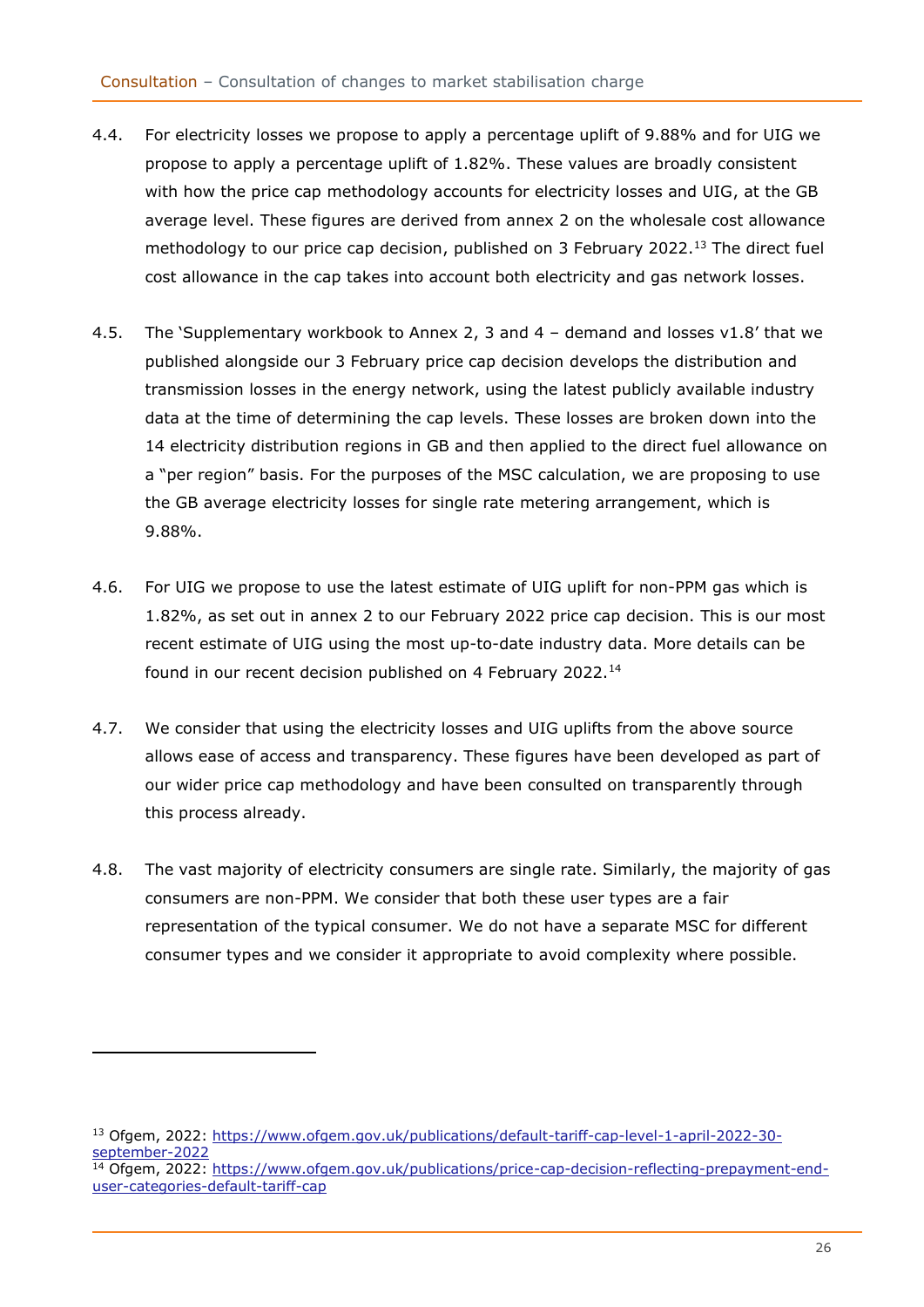4.4. For electricity losses we propose to apply a percentage uplift of 9.88% and for UIG we propose to apply a percentage uplift of 1.82%. These values are broadly consistent with how the price cap methodology accounts for electricity losses and UIG, at the GB average level. These figures are derived from annex 2 on the wholesale cost allowance methodology to our price cap decision, published on 3 February 2022.[13] The direct fuel cost allowance in the cap takes into account both electricity and gas network losses.

4.5. The 'Supplementary workbook to Annex 2, 3 and 4 – demand and losses v1.8' that we published alongside our 3 February price cap decision develops the distribution and transmission losses in the energy network, using the latest publicly available industry data at the time of determining the cap levels. These losses are broken down into the 14 electricity distribution regions in GB and then applied to the direct fuel allowance on a "per region" basis. For the purposes of the MSC calculation, we are proposing to use the GB average electricity losses for single rate metering arrangement, which is 9.88%.

4.6. For UIG we propose to use the latest estimate of UIG uplift for non-PPM gas which is 1.82%, as set out in annex 2 to our February 2022 price cap decision. This is our most recent estimate of UIG using the most up-to-date industry data. More details can be found in our recent decision published on 4 February 2022.[14]

4.7. We consider that using the electricity losses and UIG uplifts from the above source allows ease of access and transparency. These figures have been developed as part of our wider price cap methodology and have been consulted on transparently through this process already.

4.8. The vast majority of electricity consumers are single rate. Similarly, the majority of gas consumers are non-PPM. We consider that both these user types are a fair representation of the typical consumer. We do not have a separate MSC for different consumer types and we consider it appropriate to avoid complexity where possible.

---

[13] Ofgem, 2022: https://www.ofgem.gov.uk/publications/default-tariff-cap-level-1-april-2022-30-september-2022

[14] Ofgem, 2022: https://www.ofgem.gov.uk/publications/price-cap-decision-reflecting-prepayment-end-user-categories-default-tariff-cap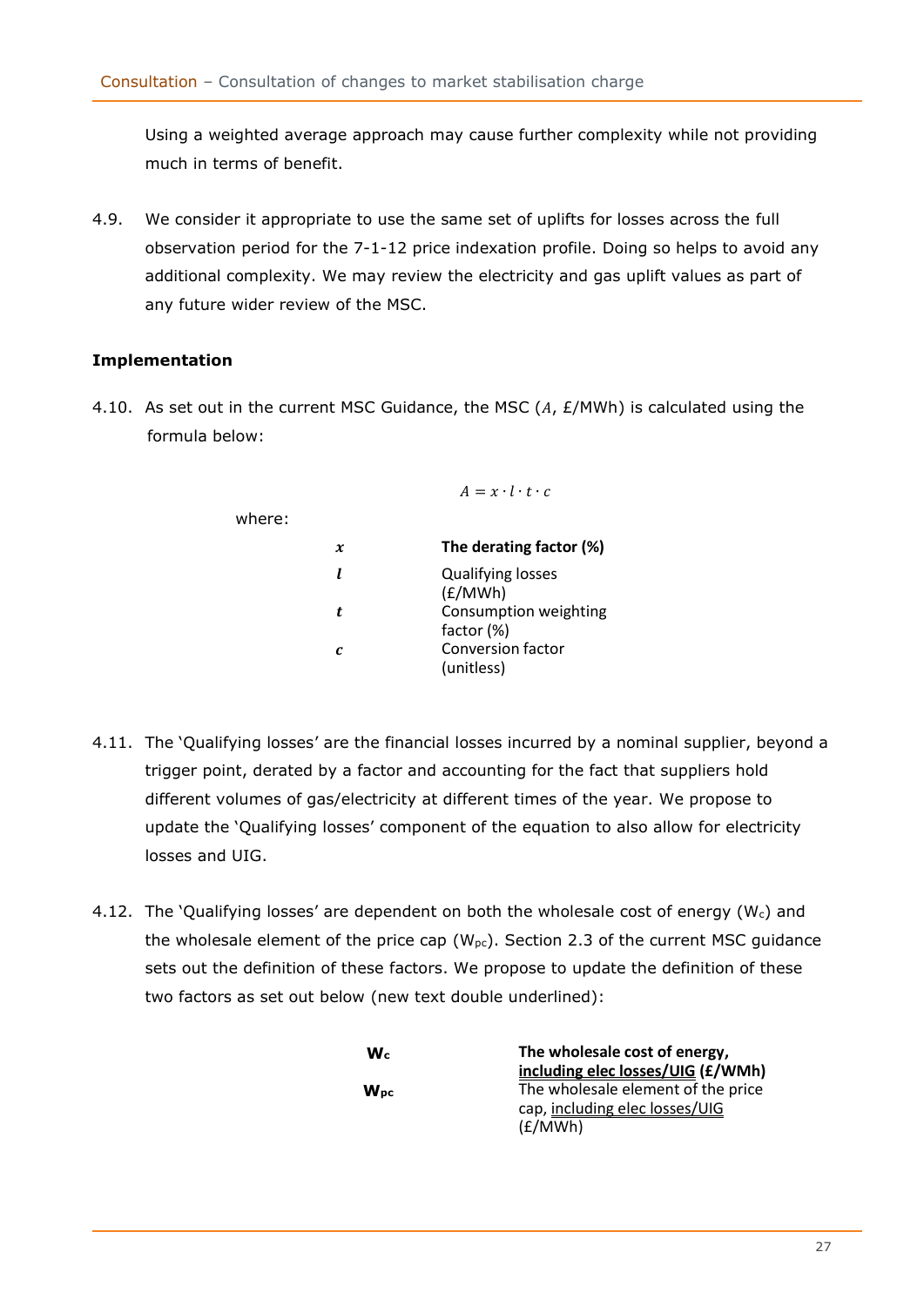Using a weighted average approach may cause further complexity while not providing much in terms of benefit.

4.9. We consider it appropriate to use the same set of uplifts for losses across the full observation period for the 7-1-12 price indexation profile. Doing so helps to avoid any additional complexity. We may review the electricity and gas uplift values as part of any future wider review of the MSC.

**Implementation**

4.10. As set out in the current MSC Guidance, the MSC ($A$, £/MWh) is calculated using the formula below:

$$A = x \cdot l \cdot t \cdot c$$

where:

| | |
|---|---|
| $x$ | **The derating factor (%)** |
| $l$ | Qualifying losses (£/MWh) |
| $t$ | Consumption weighting factor (%) |
| $c$ | Conversion factor (unitless) |

4.11. The 'Qualifying losses' are the financial losses incurred by a nominal supplier, beyond a trigger point, derated by a factor and accounting for the fact that suppliers hold different volumes of gas/electricity at different times of the year. We propose to update the 'Qualifying losses' component of the equation to also allow for electricity losses and UIG.

4.12. The 'Qualifying losses' are dependent on both the wholesale cost of energy ($W_c$) and the wholesale element of the price cap ($W_{pc}$). Section 2.3 of the current MSC guidance sets out the definition of these factors. We propose to update the definition of these two factors as set out below (new text double underlined):

| | |
|---|---|
| **$W_c$** | **The wholesale cost of energy, <u>including elec losses/UIG</u> (£/WMh)** |
| **$W_{pc}$** | The wholesale element of the price cap, <u>including elec losses/UIG</u> (£/MWh) |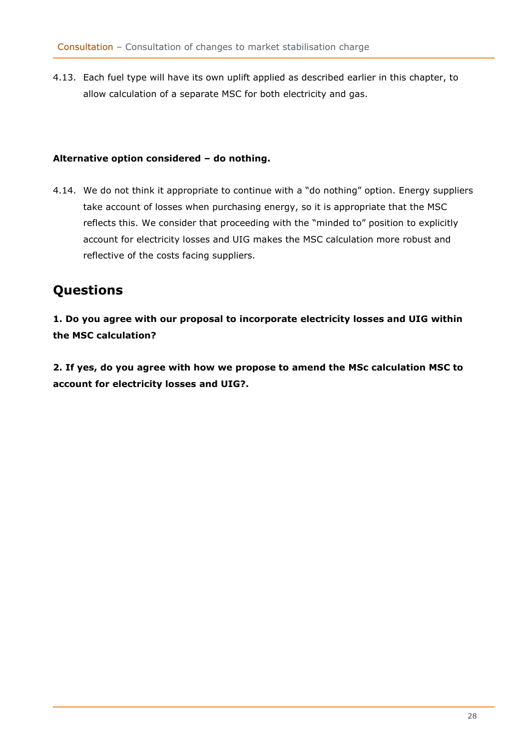4.13. Each fuel type will have its own uplift applied as described earlier in this chapter, to allow calculation of a separate MSC for both electricity and gas.

**Alternative option considered – do nothing.**

4.14. We do not think it appropriate to continue with a "do nothing" option. Energy suppliers take account of losses when purchasing energy, so it is appropriate that the MSC reflects this. We consider that proceeding with the "minded to" position to explicitly account for electricity losses and UIG makes the MSC calculation more robust and reflective of the costs facing suppliers.

## Questions

**1. Do you agree with our proposal to incorporate electricity losses and UIG within the MSC calculation?**

**2. If yes, do you agree with how we propose to amend the MSc calculation MSC to account for electricity losses and UIG?.**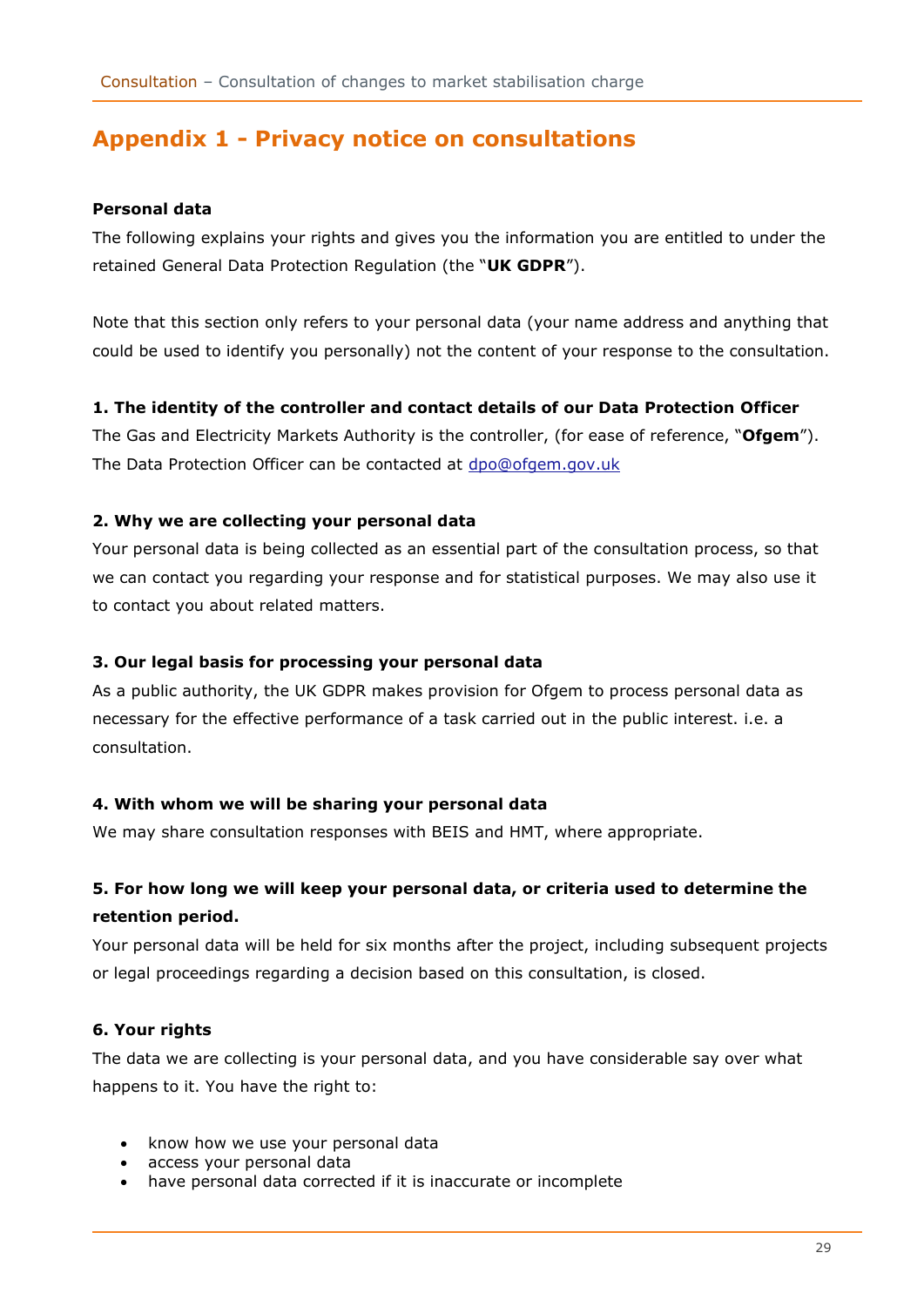## Appendix 1 - Privacy notice on consultations

**Personal data**

The following explains your rights and gives you the information you are entitled to under the retained General Data Protection Regulation (the "**UK GDPR**").

Note that this section only refers to your personal data (your name address and anything that could be used to identify you personally) not the content of your response to the consultation.

**1. The identity of the controller and contact details of our Data Protection Officer**

The Gas and Electricity Markets Authority is the controller, (for ease of reference, "**Ofgem**"). The Data Protection Officer can be contacted at dpo@ofgem.gov.uk

**2. Why we are collecting your personal data**

Your personal data is being collected as an essential part of the consultation process, so that we can contact you regarding your response and for statistical purposes. We may also use it to contact you about related matters.

**3. Our legal basis for processing your personal data**

As a public authority, the UK GDPR makes provision for Ofgem to process personal data as necessary for the effective performance of a task carried out in the public interest. i.e. a consultation.

**4. With whom we will be sharing your personal data**

We may share consultation responses with BEIS and HMT, where appropriate.

**5. For how long we will keep your personal data, or criteria used to determine the retention period.**

Your personal data will be held for six months after the project, including subsequent projects or legal proceedings regarding a decision based on this consultation, is closed.

**6. Your rights**

The data we are collecting is your personal data, and you have considerable say over what happens to it. You have the right to:

- know how we use your personal data
- access your personal data
- have personal data corrected if it is inaccurate or incomplete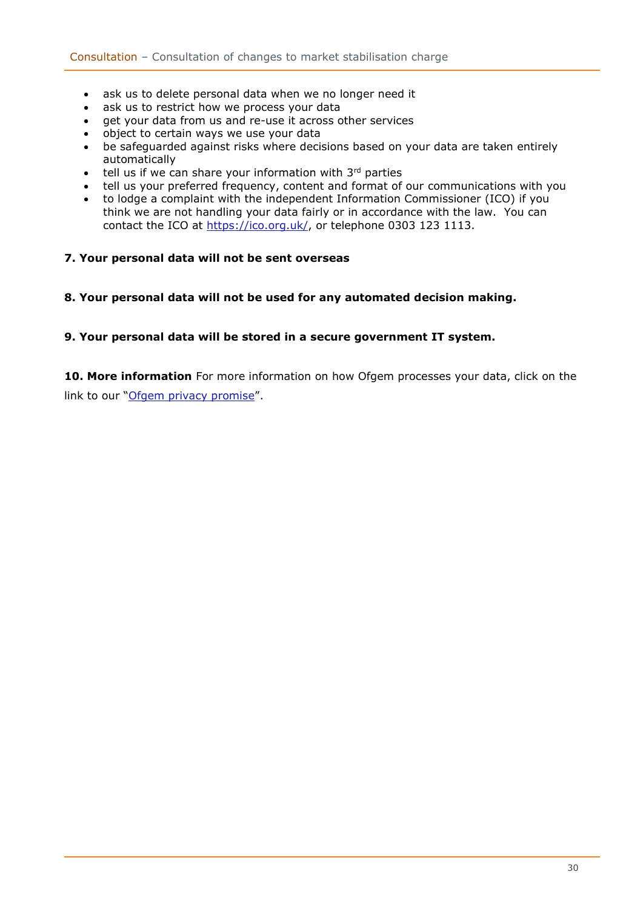- ask us to delete personal data when we no longer need it
- ask us to restrict how we process your data
- get your data from us and re-use it across other services
- object to certain ways we use your data
- be safeguarded against risks where decisions based on your data are taken entirely automatically
- tell us if we can share your information with 3rd parties
- tell us your preferred frequency, content and format of our communications with you
- to lodge a complaint with the independent Information Commissioner (ICO) if you think we are not handling your data fairly or in accordance with the law. You can contact the ICO at https://ico.org.uk/, or telephone 0303 123 1113.

**7. Your personal data will not be sent overseas**

**8. Your personal data will not be used for any automated decision making.**

**9. Your personal data will be stored in a secure government IT system.**

**10. More information** For more information on how Ofgem processes your data, click on the link to our "Ofgem privacy promise".